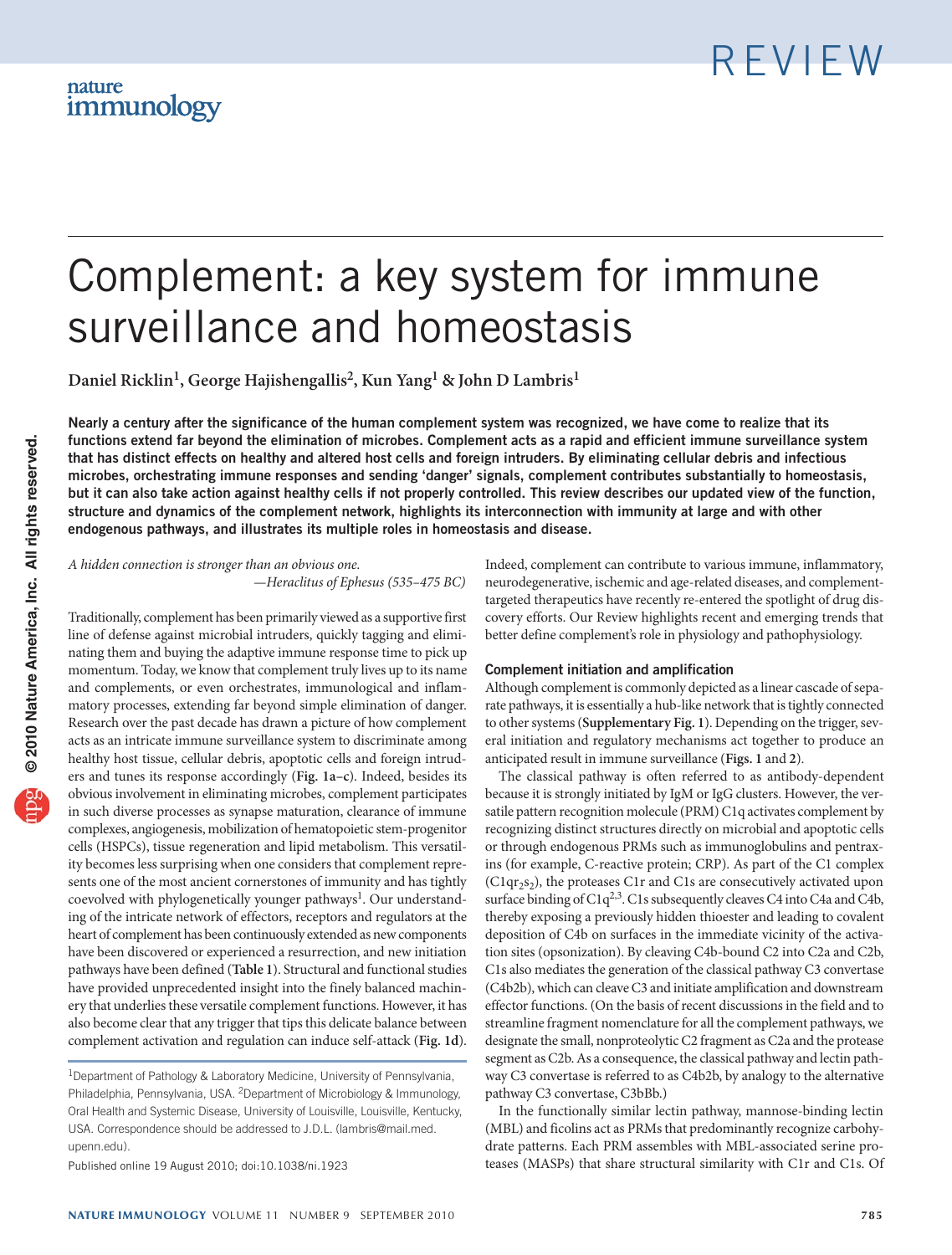# Complement: a key system for immune surveillance and homeostasis

**Daniel Ricklin[1], George Hajishengallis[2], Kun Yang[1] & John D Lambris[1]**

**Nearly a century after the significance of the human complement system was recognized, we have come to realize that its functions extend far beyond the elimination of microbes. Complement acts as a rapid and efficient immune surveillance system that has distinct effects on healthy and altered host cells and foreign intruders. By eliminating cellular debris and infectious microbes, orchestrating immune responses and sending 'danger' signals, complement contributes substantially to homeostasis, but it can also take action against healthy cells if not properly controlled. This review describes our updated view of the function, structure and dynamics of the complement network, highlights its interconnection with immunity at large and with other endogenous pathways, and illustrates its multiple roles in homeostasis and disease.**

*A hidden connection is stronger than an obvious one.*
*—Heraclitus of Ephesus (535–475 BC)*

Traditionally, complement has been primarily viewed as a supportive first line of defense against microbial intruders, quickly tagging and eliminating them and buying the adaptive immune response time to pick up momentum. Today, we know that complement truly lives up to its name and complements, or even orchestrates, immunological and inflammatory processes, extending far beyond simple elimination of danger. Research over the past decade has drawn a picture of how complement acts as an intricate immune surveillance system to discriminate among healthy host tissue, cellular debris, apoptotic cells and foreign intruders and tunes its response accordingly (**Fig. 1a–c**). Indeed, besides its obvious involvement in eliminating microbes, complement participates in such diverse processes as synapse maturation, clearance of immune complexes, angiogenesis, mobilization of hematopoietic stem-progenitor cells (HSPCs), tissue regeneration and lipid metabolism. This versatility becomes less surprising when one considers that complement represents one of the most ancient cornerstones of immunity and has tightly coevolved with phylogenetically younger pathways[1]. Our understanding of the intricate network of effectors, receptors and regulators at the heart of complement has been continuously extended as new components have been discovered or experienced a resurrection, and new initiation pathways have been defined (**Table 1**). Structural and functional studies have provided unprecedented insight into the finely balanced machinery that underlies these versatile complement functions. However, it has also become clear that any trigger that tips this delicate balance between complement activation and regulation can induce self-attack (**Fig. 1d**). Indeed, complement can contribute to various immune, inflammatory, neurodegenerative, ischemic and age-related diseases, and complement-targeted therapeutics have recently re-entered the spotlight of drug discovery efforts. Our Review highlights recent and emerging trends that better define complement's role in physiology and pathophysiology.

## Complement initiation and amplification

Although complement is commonly depicted as a linear cascade of separate pathways, it is essentially a hub-like network that is tightly connected to other systems (**Supplementary Fig. 1**). Depending on the trigger, several initiation and regulatory mechanisms act together to produce an anticipated result in immune surveillance (**Figs. 1** and **2**).

The classical pathway is often referred to as antibody-dependent because it is strongly initiated by IgM or IgG clusters. However, the versatile pattern recognition molecule (PRM) C1q activates complement by recognizing distinct structures directly on microbial and apoptotic cells or through endogenous PRMs such as immunoglobulins and pentraxins (for example, C-reactive protein; CRP). As part of the C1 complex ($C1qr_2s_2$), the proteases C1r and C1s are consecutively activated upon surface binding of C1q[2,3]. C1s subsequently cleaves C4 into C4a and C4b, thereby exposing a previously hidden thioester and leading to covalent deposition of C4b on surfaces in the immediate vicinity of the activation sites (opsonization). By cleaving C4b-bound C2 into C2a and C2b, C1s also mediates the generation of the classical pathway C3 convertase (C4b2b), which can cleave C3 and initiate amplification and downstream effector functions. (On the basis of recent discussions in the field and to streamline fragment nomenclature for all the complement pathways, we designate the small, nonproteolytic C2 fragment as C2a and the protease segment as C2b. As a consequence, the classical pathway and lectin pathway C3 convertase is referred to as C4b2b, by analogy to the alternative pathway C3 convertase, C3bBb.)

In the functionally similar lectin pathway, mannose-binding lectin (MBL) and ficolins act as PRMs that predominantly recognize carbohydrate patterns. Each PRM assembles with MBL-associated serine proteases (MASPs) that share structural similarity with C1r and C1s. Of

---

[1]Department of Pathology & Laboratory Medicine, University of Pennsylvania, Philadelphia, Pennsylvania, USA. [2]Department of Microbiology & Immunology, Oral Health and Systemic Disease, University of Louisville, Louisville, Kentucky, USA. Correspondence should be addressed to J.D.L. (lambris@mail.med.upenn.edu).

Published online 19 August 2010; doi:10.1038/ni.1923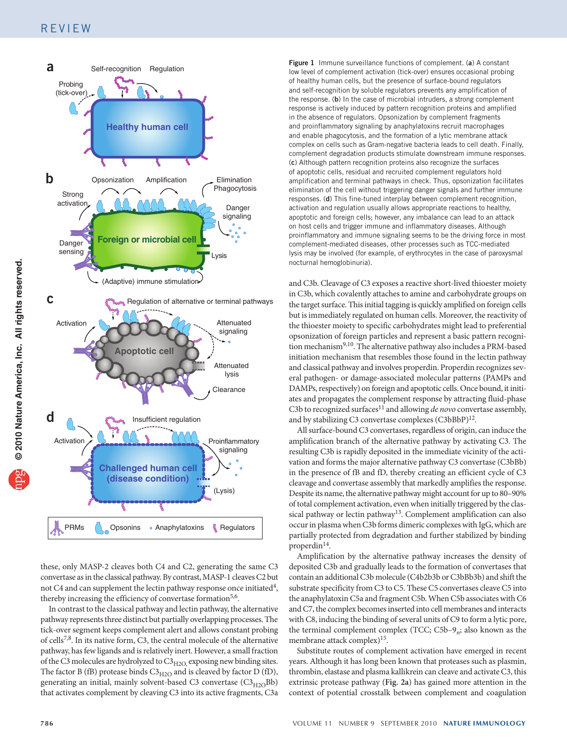a
Self-recognition
Regulation
Probing (tick-over)
Healthy human cell

b
Opsonization
Amplification
Elimination Phagocytosis
Strong activation
Danger signaling
Foreign or microbial cell
Danger sensing
Lysis
(Adaptive) immune stimulation

c
Regulation of alternative or terminal pathways
Activation
Attenuated signaling
Apoptotic cell
Attenuated lysis
Clearance

d
Insufficient regulation
Activation
Proinflammatory signaling
Challenged human cell (disease condition)
(Lysis)

PRMs
Opsonins
Anaphylatoxins
Regulators

**Figure 1** Immune surveillance functions of complement. (**a**) A constant low level of complement activation (tick-over) ensures occasional probing of healthy human cells, but the presence of surface-bound regulators and self-recognition by soluble regulators prevents any amplification of the response. (**b**) In the case of microbial intruders, a strong complement response is actively induced by pattern recognition proteins and amplified in the absence of regulators. Opsonization by complement fragments and proinflammatory signaling by anaphylatoxins recruit macrophages and enable phagocytosis, and the formation of a lytic membrane attack complex on cells such as Gram-negative bacteria leads to cell death. Finally, complement degradation products stimulate downstream immune responses. (**c**) Although pattern recognition proteins also recognize the surfaces of apoptotic cells, residual and recruited complement regulators hold amplification and terminal pathways in check. Thus, opsonization facilitates elimination of the cell without triggering danger signals and further immune responses. (**d**) This fine-tuned interplay between complement recognition, activation and regulation usually allows appropriate reactions to healthy, apoptotic and foreign cells; however, any imbalance can lead to an attack on host cells and trigger immune and inflammatory diseases. Although proinflammatory and immune signaling seems to be the driving force in most complement-mediated diseases, other processes such as TCC-mediated lysis may be involved (for example, of erythrocytes in the case of paroxysmal nocturnal hemoglobinuria).

these, only MASP-2 cleaves both C4 and C2, generating the same C3 convertase as in the classical pathway. By contrast, MASP-1 cleaves C2 but not C4 and can supplement the lectin pathway response once initiated[4], thereby increasing the efficiency of convertase formation[5,6].

In contrast to the classical pathway and lectin pathway, the alternative pathway represents three distinct but partially overlapping processes. The tick-over segment keeps complement alert and allows constant probing of cells[7,8]. In its native form, C3, the central molecule of the alternative pathway, has few ligands and is relatively inert. However, a small fraction of the C3 molecules are hydrolyzed to $C3_{H2O}$, exposing new binding sites. The factor B (fB) protease binds $C3_{H2O}$ and is cleaved by factor D (fD), generating an initial, mainly solvent-based C3 convertase ($C3_{H2O}Bb$) that activates complement by cleaving C3 into its active fragments, C3a and C3b. Cleavage of C3 exposes a reactive short-lived thioester moiety in C3b, which covalently attaches to amine and carbohydrate groups on the target surface. This initial tagging is quickly amplified on foreign cells but is immediately regulated on human cells. Moreover, the reactivity of the thioester moiety to specific carbohydrates might lead to preferential opsonization of foreign particles and represent a basic pattern recognition mechanism[9,10]. The alternative pathway also includes a PRM-based initiation mechanism that resembles those found in the lectin pathway and classical pathway and involves properdin. Properdin recognizes several pathogen- or damage-associated molecular patterns (PAMPs and DAMPs, respectively) on foreign and apoptotic cells. Once bound, it initiates and propagates the complement response by attracting fluid-phase C3b to recognized surfaces[11] and allowing *de novo* convertase assembly, and by stabilizing C3 convertase complexes (C3bBbP)[12].

All surface-bound C3 convertases, regardless of origin, can induce the amplification branch of the alternative pathway by activating C3. The resulting C3b is rapidly deposited in the immediate vicinity of the activation and forms the major alternative pathway C3 convertase (C3bBb) in the presence of fB and fD, thereby creating an efficient cycle of C3 cleavage and convertase assembly that markedly amplifies the response. Despite its name, the alternative pathway might account for up to 80–90% of total complement activation, even when initially triggered by the classical pathway or lectin pathway[13]. Complement amplification can also occur in plasma when C3b forms dimeric complexes with IgG, which are partially protected from degradation and further stabilized by binding properdin[14].

Amplification by the alternative pathway increases the density of deposited C3b and gradually leads to the formation of convertases that contain an additional C3b molecule (C4b2b3b or C3bBb3b) and shift the substrate specificity from C3 to C5. These C5 convertases cleave C5 into the anaphylatoxin C5a and fragment C5b. When C5b associates with C6 and C7, the complex becomes inserted into cell membranes and interacts with C8, inducing the binding of several units of C9 to form a lytic pore, the terminal complement complex (TCC; C5b–$9_n$; also known as the membrane attack complex)[15].

Substitute routes of complement activation have emerged in recent years. Although it has long been known that proteases such as plasmin, thrombin, elastase and plasma kallikrein can cleave and activate C3, this extrinsic protease pathway (**Fig. 2a**) has gained more attention in the context of potential crosstalk between complement and coagulation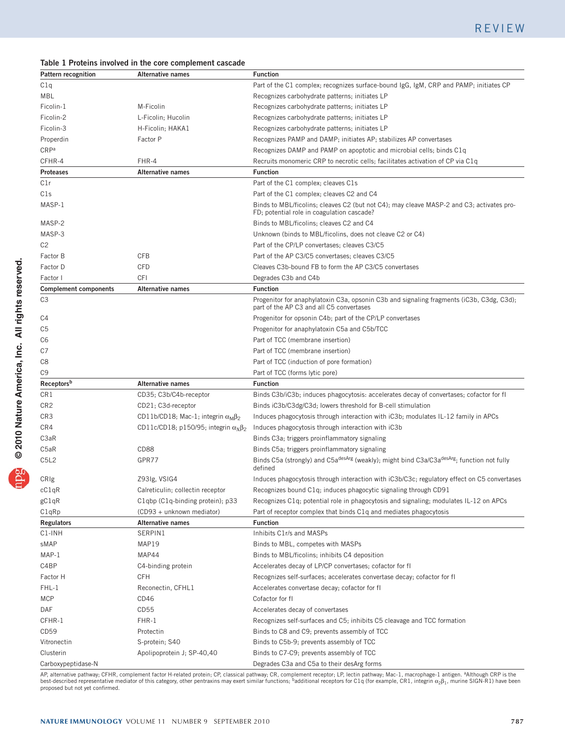**Table 1 Proteins involved in the core complement cascade**

| Pattern recognition | Alternative names | Function |
|---|---|---|
| C1q | | Part of the C1 complex; recognizes surface-bound IgG, IgM, CRP and PAMP; initiates CP |
| MBL | | Recognizes carbohydrate patterns; initiates LP |
| Ficolin-1 | M-Ficolin | Recognizes carbohydrate patterns; initiates LP |
| Ficolin-2 | L-Ficolin; Hucolin | Recognizes carbohydrate patterns; initiates LP |
| Ficolin-3 | H-Ficolin; HAKA1 | Recognizes carbohydrate patterns; initiates LP |
| Properdin | Factor P | Recognizes PAMP and DAMP; initiates AP; stabilizes AP convertases |
| CRP[a] | | Recognizes DAMP and PAMP on apoptotic and microbial cells; binds C1q |
| CFHR-4 | FHR-4 | Recruits monomeric CRP to necrotic cells; facilitates activation of CP via C1q |
| **Proteases** | **Alternative names** | **Function** |
| C1r | | Part of the C1 complex; cleaves C1s |
| C1s | | Part of the C1 complex; cleaves C2 and C4 |
| MASP-1 | | Binds to MBL/ficolins; cleaves C2 (but not C4); may cleave MASP-2 and C3; activates pro-FD; potential role in coagulation cascade? |
| MASP-2 | | Binds to MBL/ficolins; cleaves C2 and C4 |
| MASP-3 | | Unknown (binds to MBL/ficolins, does not cleave C2 or C4) |
| C2 | | Part of the CP/LP convertases; cleaves C3/C5 |
| Factor B | CFB | Part of the AP C3/C5 convertases; cleaves C3/C5 |
| Factor D | CFD | Cleaves C3b-bound FB to form the AP C3/C5 convertases |
| Factor I | CFI | Degrades C3b and C4b |
| **Complement components** | **Alternative names** | **Function** |
| C3 | | Progenitor for anaphylatoxin C3a, opsonin C3b and signaling fragments (iC3b, C3dg, C3d); part of the AP C3 and all C5 convertases |
| C4 | | Progenitor for opsonin C4b; part of the CP/LP convertases |
| C5 | | Progenitor for anaphylatoxin C5a and C5b/TCC |
| C6 | | Part of TCC (membrane insertion) |
| C7 | | Part of TCC (membrane insertion) |
| C8 | | Part of TCC (induction of pore formation) |
| C9 | | Part of TCC (forms lytic pore) |
| **Receptors[b]** | **Alternative names** | **Function** |
| CR1 | CD35; C3b/C4b-receptor | Binds C3b/iC3b; induces phagocytosis: accelerates decay of convertases; cofactor for fI |
| CR2 | CD21; C3d-receptor | Binds iC3b/C3dg/C3d; lowers threshold for B-cell stimulation |
| CR3 | CD11b/CD18; Mac-1; integrin $\alpha_M\beta_2$ | Induces phagocytosis through interaction with iC3b; modulates IL-12 family in APCs |
| CR4 | CD11c/CD18; p150/95; integrin $\alpha_X\beta_2$ | Induces phagocytosis through interaction with iC3b |
| C3aR | | Binds C3a; triggers proinflammatory signaling |
| C5aR | CD88 | Binds C5a; triggers proinflammatory signaling |
| C5L2 | GPR77 | Binds C5a (strongly) and C5a$^{desArg}$ (weakly); might bind C3a/C3a$^{desArg}$; function not fully defined |
| CRIg | Z93Ig, VSIG4 | Induces phagocytosis through interaction with iC3b/C3c; regulatory effect on C5 convertases |
| cC1qR | Calreticulin; collectin receptor | Recognizes bound C1q; induces phagocytic signaling through CD91 |
| gC1qR | C1qbp (C1q-binding protein); p33 | Recognizes C1q; potential role in phagocytosis and signaling; modulates IL-12 on APCs |
| C1qRp | (CD93 + unknown mediator) | Part of receptor complex that binds C1q and mediates phagocytosis |
| **Regulators** | **Alternative names** | **Function** |
| C1-INH | SERPIN1 | Inhibits C1r/s and MASPs |
| sMAP | MAP19 | Binds to MBL, competes with MASPs |
| MAP-1 | MAP44 | Binds to MBL/ficolins; inhibits C4 deposition |
| C4BP | C4-binding protein | Accelerates decay of LP/CP convertases; cofactor for fI |
| Factor H | CFH | Recognizes self-surfaces; accelerates convertase decay; cofactor for fI |
| FHL-1 | Reconectin, CFHL1 | Accelerates convertase decay; cofactor for fI |
| MCP | CD46 | Cofactor for fI |
| DAF | CD55 | Accelerates decay of convertases |
| CFHR-1 | FHR-1 | Recognizes self-surfaces and C5; inhibits C5 cleavage and TCC formation |
| CD59 | Protectin | Binds to C8 and C9; prevents assembly of TCC |
| Vitronectin | S-protein; S40 | Binds to C5b-9; prevents assembly of TCC |
| Clusterin | Apolipoprotein J; SP-40,40 | Binds to C7-C9; prevents assembly of TCC |
| Carboxypeptidase-N | | Degrades C3a and C5a to their desArg forms |

AP, alternative pathway; CFHR, complement factor H-related protein; CP, classical pathway; CR, complement receptor; LP, lectin pathway; Mac-1, macrophage-1 antigen. [a]Although CRP is the best-described representative mediator of this category, other pentraxins may exert similar functions; [b]additional receptors for C1q (for example, CR1, integrin $\alpha_2\beta_1$, murine SIGN-R1) have been proposed but not yet confirmed.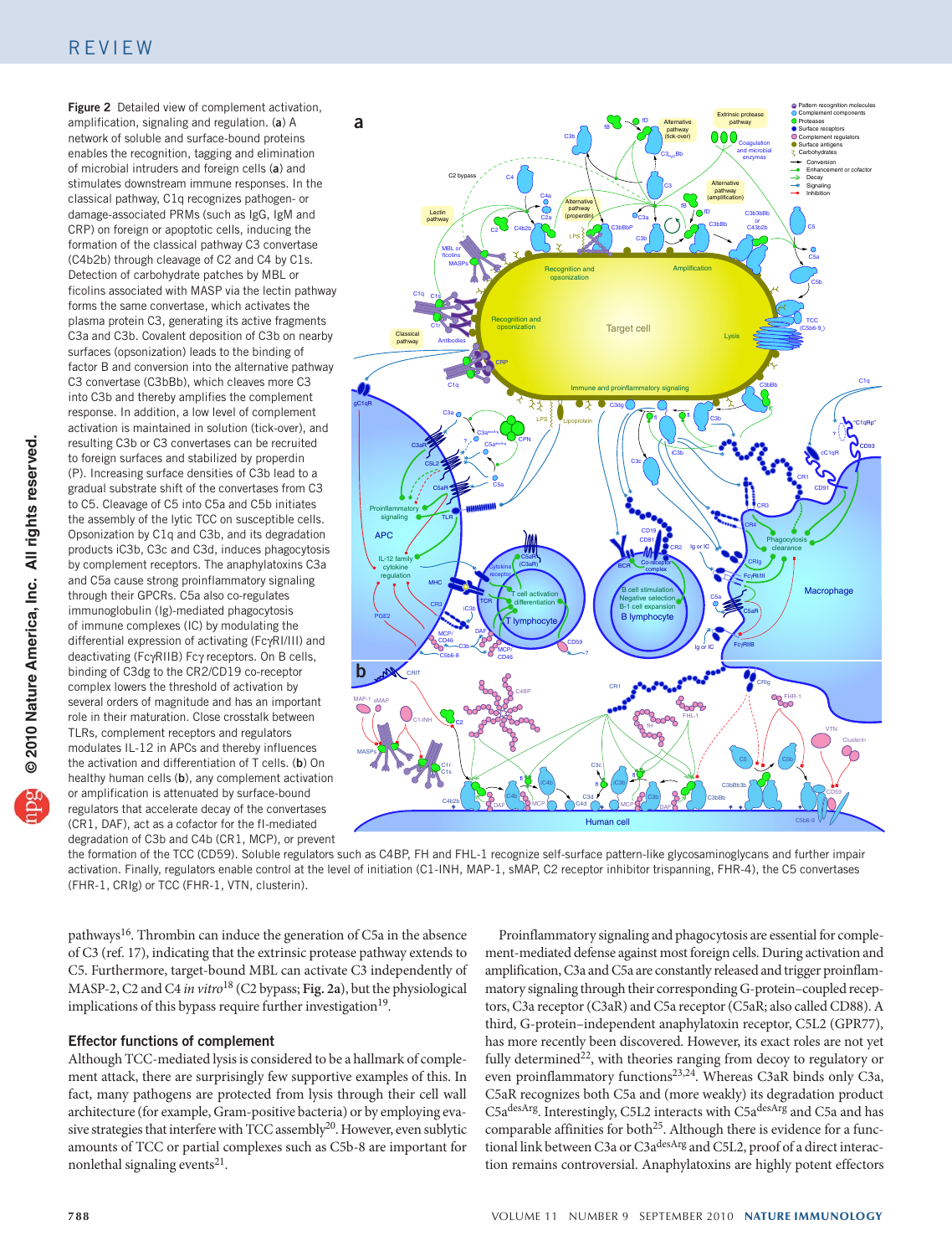**Figure 2** Detailed view of complement activation, amplification, signaling and regulation. (**a**) A network of soluble and surface-bound proteins enables the recognition, tagging and elimination of microbial intruders and foreign cells (**a**) and stimulates downstream immune responses. In the classical pathway, C1q recognizes pathogen- or damage-associated PRMs (such as IgG, IgM and CRP) on foreign or apoptotic cells, inducing the formation of the classical pathway C3 convertase (C4b2b) through cleavage of C2 and C4 by C1s. Detection of carbohydrate patches by MBL or ficolins associated with MASP via the lectin pathway forms the same convertase, which activates the plasma protein C3, generating its active fragments C3a and C3b. Covalent deposition of C3b on nearby surfaces (opsonization) leads to the binding of factor B and conversion into the alternative pathway C3 convertase (C3bBb), which cleaves more C3 into C3b and thereby amplifies the complement response. In addition, a low level of complement activation is maintained in solution (tick-over), and resulting C3b or C3 convertases can be recruited to foreign surfaces and stabilized by properdin (P). Increasing surface densities of C3b lead to a gradual substrate shift of the convertases from C3 to C5. Cleavage of C5 into C5a and C5b initiates the assembly of the lytic TCC on susceptible cells. Opsonization by C1q and C3b, and its degradation products iC3b, C3c and C3d, induces phagocytosis by complement receptors. The anaphylatoxins C3a and C5a cause strong proinflammatory signaling through their GPCRs. C5a also co-regulates immunoglobulin (Ig)-mediated phagocytosis of immune complexes (IC) by modulating the differential expression of activating (FcγRI/III) and deactivating (FcγRIIB) Fcγ receptors. On B cells, binding of C3dg to the CR2/CD19 co-receptor complex lowers the threshold of B cell activation by several orders of magnitude and has an important role in their maturation. Close crosstalk between TLRs, complement receptors and regulators modulates IL-12 in APCs and thereby influences the activation and differentiation of T cells. (**b**) On healthy human cells (**b**), any complement activation or amplification is attenuated by surface-bound regulators that accelerate decay of the convertases (CR1, DAF), act as a cofactor for the fI-mediated degradation of C3b and C4b (CR1, MCP), or prevent the formation of the TCC (CD59). Soluble regulators such as C4BP, FH and FHL-1 recognize self-surface pattern-like glycosaminoglycans and further impair activation. Finally, regulators enable control at the level of initiation (C1-INH, MAP-1, sMAP, C2 receptor inhibitor trispanning, FHR-4), the C5 convertases (FHR-1, CRIg) or TCC (FHR-1, VTN, clusterin).

pathways[16]. Thrombin can induce the generation of C5a in the absence of C3 (ref. 17), indicating that the extrinsic protease pathway extends to C5. Furthermore, target-bound MBL can activate C3 independently of MASP-2, C2 and C4 *in vitro*[18] (C2 bypass; **Fig. 2a**), but the physiological implications of this bypass require further investigation[19].

## Effector functions of complement

Although TCC-mediated lysis is considered to be a hallmark of complement attack, there are surprisingly few supportive examples of this. In fact, many pathogens are protected from lysis through their cell wall architecture (for example, Gram-positive bacteria) or by employing evasive strategies that interfere with TCC assembly[20]. However, even sublytic amounts of TCC or partial complexes such as C5b-8 are important for nonlethal signaling events[21].

Proinflammatory signaling and phagocytosis are essential for complement-mediated defense against most foreign cells. During activation and amplification, C3a and C5a are constantly released and trigger proinflammatory signaling through their corresponding G-protein–coupled receptors, C3a receptor (C3aR) and C5a receptor (C5aR; also called CD88). A third, G-protein–independent anaphylatoxin receptor, C5L2 (GPR77), has more recently been discovered. However, its exact roles are not yet fully determined[22], with theories ranging from decoy to regulatory or even proinflammatory functions[23,24]. Whereas C3aR binds only C3a, C5aR recognizes both C5a and (more weakly) its degradation product $C5a^{desArg}$. Interestingly, C5L2 interacts with $C5a^{desArg}$ and C5a and has comparable affinities for both[25]. Although there is evidence for a functional link between C3a or $C3a^{desArg}$ and C5L2, proof of a direct interaction remains controversial. Anaphylatoxins are highly potent effectors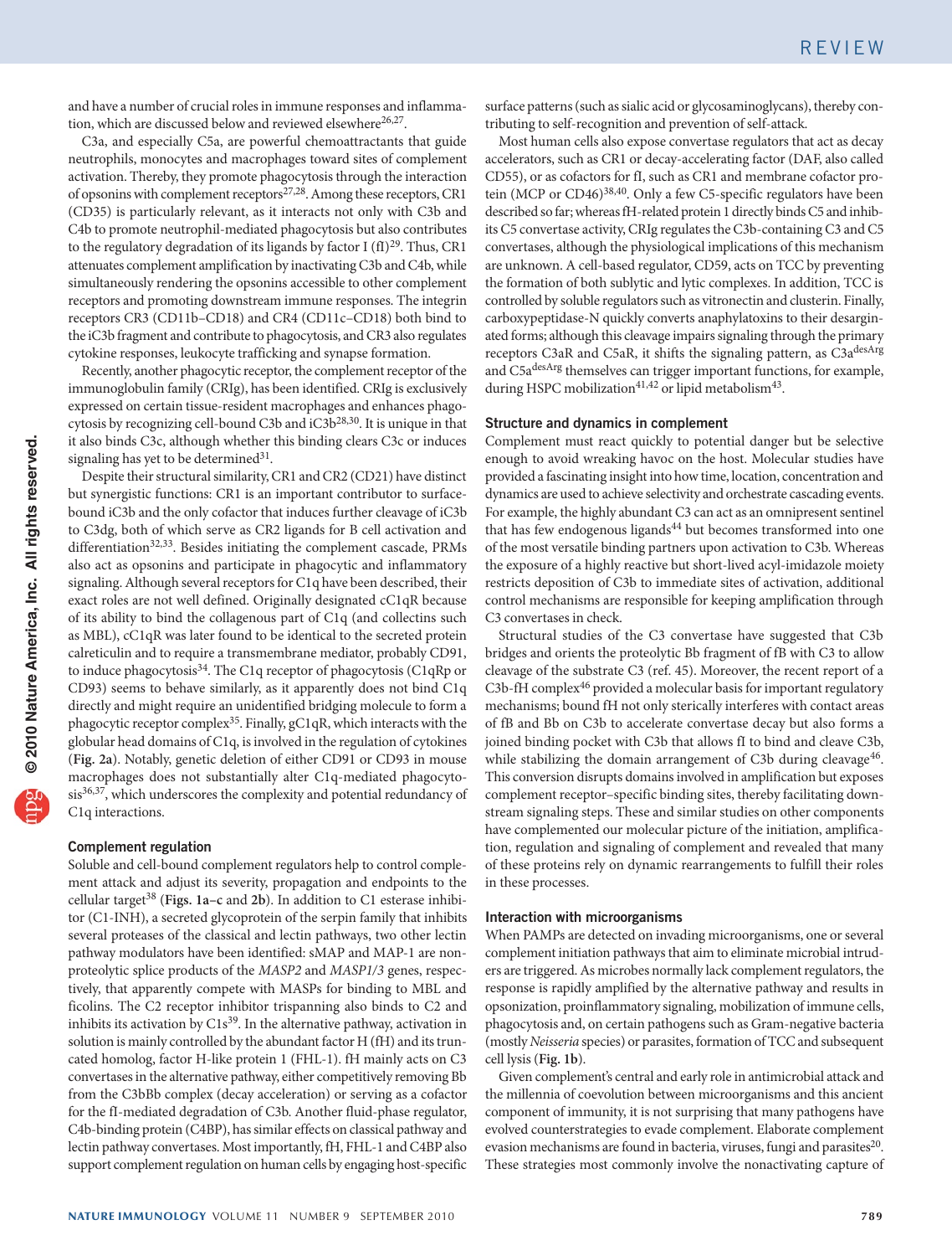and have a number of crucial roles in immune responses and inflammation, which are discussed below and reviewed elsewhere[26,27].

C3a, and especially C5a, are powerful chemoattractants that guide neutrophils, monocytes and macrophages toward sites of complement activation. Thereby, they promote phagocytosis through the interaction of opsonins with complement receptors[27,28]. Among these receptors, CR1 (CD35) is particularly relevant, as it interacts not only with C3b and C4b to promote neutrophil-mediated phagocytosis but also contributes to the regulatory degradation of its ligands by factor I (fI)[29]. Thus, CR1 attenuates complement amplification by inactivating C3b and C4b, while simultaneously rendering the opsonins accessible to other complement receptors and promoting downstream immune responses. The integrin receptors CR3 (CD11b–CD18) and CR4 (CD11c–CD18) both bind to the iC3b fragment and contribute to phagocytosis, and CR3 also regulates cytokine responses, leukocyte trafficking and synapse formation.

Recently, another phagocytic receptor, the complement receptor of the immunoglobulin family (CRIg), has been identified. CRIg is exclusively expressed on certain tissue-resident macrophages and enhances phagocytosis by recognizing cell-bound C3b and iC3b[28,30]. It is unique in that it also binds C3c, although whether this binding clears C3c or induces signaling has yet to be determined[31].

Despite their structural similarity, CR1 and CR2 (CD21) have distinct but synergistic functions: CR1 is an important contributor to surface-bound iC3b and the only cofactor that induces further cleavage of iC3b to C3dg, both of which serve as CR2 ligands for B cell activation and differentiation[32,33]. Besides initiating the complement cascade, PRMs also act as opsonins and participate in phagocytic and inflammatory signaling. Although several receptors for C1q have been described, their exact roles are not well defined. Originally designated cC1qR because of its ability to bind the collagenous part of C1q (and collectins such as MBL), cC1qR was later found to be identical to the secreted protein calreticulin and to require a transmembrane mediator, probably CD91, to induce phagocytosis[34]. The C1q receptor of phagocytosis (C1qRp or CD93) seems to behave similarly, as it apparently does not bind C1q directly and might require an unidentified bridging molecule to form a phagocytic receptor complex[35]. Finally, gC1qR, which interacts with the globular head domains of C1q, is involved in the regulation of cytokines (**Fig. 2a**). Notably, genetic deletion of either CD91 or CD93 in mouse macrophages does not substantially alter C1q-mediated phagocytosis[36,37], which underscores the complexity and potential redundancy of C1q interactions.

### Complement regulation

Soluble and cell-bound complement regulators help to control complement attack and adjust its severity, propagation and endpoints to the cellular target[38] (**Figs. 1a–c** and **2b**). In addition to C1 esterase inhibitor (C1-INH), a secreted glycoprotein of the serpin family that inhibits several proteases of the classical and lectin pathways, two other lectin pathway modulators have been identified: sMAP and MAP-1 are nonproteolytic splice products of the *MASP2* and *MASP1/3* genes, respectively, that apparently compete with MASPs for binding to MBL and ficolins. The C2 receptor inhibitor trispanning also binds to C2 and inhibits its activation by C1s[39]. In the alternative pathway, activation in solution is mainly controlled by the abundant factor H (fH) and its truncated homolog, factor H-like protein 1 (FHL-1). fH mainly acts on C3 convertases in the alternative pathway, either competitively removing Bb from the C3bBb complex (decay acceleration) or serving as a cofactor for the fI-mediated degradation of C3b. Another fluid-phase regulator, C4b-binding protein (C4BP), has similar effects on classical pathway and lectin pathway convertases. Most importantly, fH, FHL-1 and C4BP also support complement regulation on human cells by engaging host-specific surface patterns (such as sialic acid or glycosaminoglycans), thereby contributing to self-recognition and prevention of self-attack.

Most human cells also expose convertase regulators that act as decay accelerators, such as CR1 or decay-accelerating factor (DAF, also called CD55), or as cofactors for fI, such as CR1 and membrane cofactor protein (MCP or CD46)[38,40]. Only a few C5-specific regulators have been described so far; whereas fH-related protein 1 directly binds C5 and inhibits its C5 convertase activity, CRIg regulates the C3b-containing C3 and C5 convertases, although the physiological implications of this mechanism are unknown. A cell-based regulator, CD59, acts on TCC by preventing the formation of both sublytic and lytic complexes. In addition, TCC is controlled by soluble regulators such as vitronectin and clusterin. Finally, carboxypeptidase-N quickly converts anaphylatoxins to their desarginated forms; although this cleavage impairs signaling through the primary receptors C3aR and C5aR, it shifts the signaling pattern, as C3a$^{desArg}$ and C5a$^{desArg}$ themselves can trigger important functions, for example, during HSPC mobilization[41,42] or lipid metabolism[43].

### Structure and dynamics in complement

Complement must react quickly to potential danger but be selective enough to avoid wreaking havoc on the host. Molecular studies have provided a fascinating insight into how time, location, concentration and dynamics are used to achieve selectivity and orchestrate cascading events. For example, the highly abundant C3 can act as an omnipresent sentinel that has few endogenous ligands[44] but becomes transformed into one of the most versatile binding partners upon activation to C3b. Whereas the exposure of a highly reactive but short-lived acyl-imidazole moiety restricts deposition of C3b to immediate sites of activation, additional control mechanisms are responsible for keeping amplification through C3 convertases in check.

Structural studies of the C3 convertase have suggested that C3b bridges and orients the proteolytic Bb fragment of fB with C3 to allow cleavage of the substrate C3 (ref. 45). Moreover, the recent report of a C3b-fH complex[46] provided a molecular basis for important regulatory mechanisms; bound fH not only sterically interferes with contact areas of fB and Bb on C3b to accelerate convertase decay but also forms a joined binding pocket with C3b that allows fI to bind and cleave C3b, while stabilizing the domain arrangement of C3b during cleavage[46]. This conversion disrupts domains involved in amplification but exposes complement receptor–specific binding sites, thereby facilitating downstream signaling steps. These and similar studies on other components have complemented our molecular picture of the initiation, amplification, regulation and signaling of complement and revealed that many of these proteins rely on dynamic rearrangements to fulfill their roles in these processes.

### Interaction with microorganisms

When PAMPs are detected on invading microorganisms, one or several complement initiation pathways that aim to eliminate microbial intruders are triggered. As microbes normally lack complement regulators, the response is rapidly amplified by the alternative pathway and results in opsonization, proinflammatory signaling, mobilization of immune cells, phagocytosis and, on certain pathogens such as Gram-negative bacteria (mostly *Neisseria* species) or parasites, formation of TCC and subsequent cell lysis (**Fig. 1b**).

Given complement's central and early role in antimicrobial attack and the millennia of coevolution between microorganisms and this ancient component of immunity, it is not surprising that many pathogens have evolved counterstrategies to evade complement. Elaborate complement evasion mechanisms are found in bacteria, viruses, fungi and parasites[20]. These strategies most commonly involve the nonactivating capture of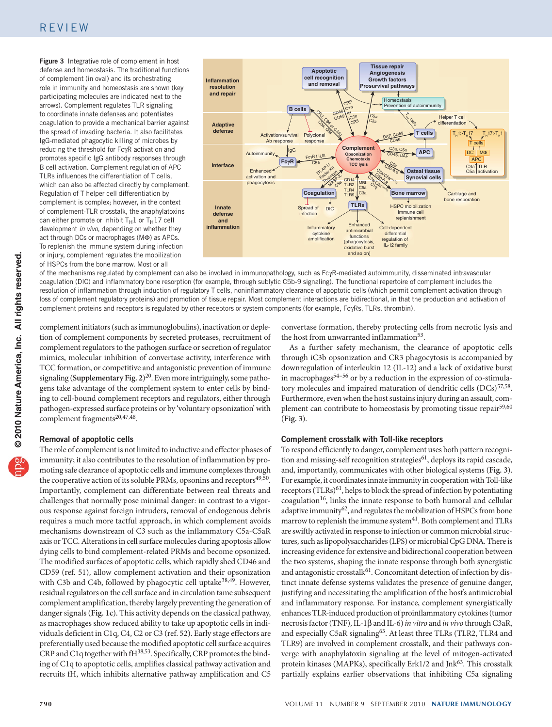Figure 3 Integrative role of complement in host defense and homeostasis. The traditional functions of complement (in oval) and its orchestrating role in immunity and homeostasis are shown (key participating molecules are indicated next to the arrows). Complement regulates TLR signaling to coordinate innate defenses and potentiates coagulation to provide a mechanical barrier against the spread of invading bacteria. It also facilitates IgG-mediated phagocytic killing of microbes by reducing the threshold for FcγR activation and promotes specific IgG antibody responses through B cell activation. Complement regulation of APC TLRs influences the differentiation of T cells, which can also be affected directly by complement. Regulation of T helper cell differentiation by complement is complex; however, in the context of complement-TLR crosstalk, the anaphylatoxins can either promote or inhibit $T_H1$ or $T_H17$ cell development *in vivo*, depending on whether they act through DCs or macrophages (MΦ) as APCs. To replenish the immune system during infection or injury, complement regulates the mobilization of HSPCs from the bone marrow. Most or all of the mechanisms regulated by complement can also be involved in immunopathology, such as FcγR-mediated autoimmunity, disseminated intravascular coagulation (DIC) and inflammatory bone resorption (for example, through sublytic C5b-9 signaling). The functional repertoire of complement includes the resolution of inflammation through induction of regulatory T cells, noninflammatory clearance of apoptotic cells (which permit complement activation through loss of complement regulatory proteins) and promotion of tissue repair. Most complement interactions are bidirectional, in that the production and activation of complement proteins and receptors is regulated by other receptors or system components (for example, FcγRs, TLRs, thrombin).

complement initiators (such as immunoglobulins), inactivation or depletion of complement components by secreted proteases, recruitment of complement regulators to the pathogen surface or secretion of regulator mimics, molecular inhibition of convertase activity, interference with TCC formation, or competitive and antagonistic prevention of immune signaling (**Supplementary Fig. 2**)[20]. Even more intriguingly, some pathogens take advantage of the complement system to enter cells by binding to cell-bound complement receptors and regulators, either through pathogen-expressed surface proteins or by 'voluntary opsonization' with complement fragments[20,47,48].

### Removal of apoptotic cells

The role of complement is not limited to inductive and effector phases of immunity; it also contributes to the resolution of inflammation by promoting safe clearance of apoptotic cells and immune complexes through the cooperative action of its soluble PRMs, opsonins and receptors[49,50]. Importantly, complement can differentiate between real threats and challenges that normally pose minimal danger: in contrast to a vigorous response against foreign intruders, removal of endogenous debris requires a much more tactful approach, in which complement avoids mechanisms downstream of C3 such as the inflammatory C5a-C5aR axis or TCC. Alterations in cell surface molecules during apoptosis allow dying cells to bind complement-related PRMs and become opsonized. The modified surfaces of apoptotic cells, which rapidly shed CD46 and CD59 (ref. 51), allow complement activation and their opsonization with C3b and C4b, followed by phagocytic cell uptake[38,49]. However, residual regulators on the cell surface and in circulation tame subsequent complement amplification, thereby largely preventing the generation of danger signals (**Fig. 1c**). This activity depends on the classical pathway, as macrophages show reduced ability to take up apoptotic cells in individuals deficient in C1q, C4, C2 or C3 (ref. 52). Early stage effectors are preferentially used because the modified apoptotic cell surface acquires CRP and C1q together with fH[38,53]. Specifically, CRP promotes the binding of C1q to apoptotic cells, amplifies classical pathway activation and recruits fH, which inhibits alternative pathway amplification and C5 convertase formation, thereby protecting cells from necrotic lysis and the host from unwarranted inflammation[53].

As a further safety mechanism, the clearance of apoptotic cells through iC3b opsonization and CR3 phagocytosis is accompanied by downregulation of interleukin 12 (IL-12) and a lack of oxidative burst in macrophages[54–56] or by a reduction in the expression of co-stimulatory molecules and impaired maturation of dendritic cells (DCs)[57,58]. Furthermore, even when the host sustains injury during an assault, complement can contribute to homeostasis by promoting tissue repair[59,60] (**Fig. 3**).

### Complement crosstalk with Toll-like receptors

To respond efficiently to danger, complement uses both pattern recognition and missing-self recognition strategies[61], deploys its rapid cascade, and, importantly, communicates with other biological systems (**Fig. 3**). For example, it coordinates innate immunity in cooperation with Toll-like receptors (TLRs)[61], helps to block the spread of infection by potentiating coagulation[16], links the innate response to both humoral and cellular adaptive immunity[62], and regulates the mobilization of HSPCs from bone marrow to replenish the immune system[41]. Both complement and TLRs are swiftly activated in response to infection or common microbial structures, such as lipopolysaccharides (LPS) or microbial CpG DNA. There is increasing evidence for extensive and bidirectional cooperation between the two systems, shaping the innate response through both synergistic and antagonistic crosstalk[61]. Concomitant detection of infection by distinct innate defense systems validates the presence of genuine danger, justifying and necessitating the amplification of the host's antimicrobial and inflammatory response. For instance, complement synergistically enhances TLR-induced production of proinflammatory cytokines (tumor necrosis factor (TNF), IL-1β and IL-6) *in vitro* and *in vivo* through C3aR, and especially C5aR signaling[63]. At least three TLRs (TLR2, TLR4 and TLR9) are involved in complement crosstalk, and their pathways converge with anaphylatoxin signaling at the level of mitogen-activated protein kinases (MAPKs), specifically Erk1/2 and Jnk[63]. This crosstalk partially explains earlier observations that inhibiting C5a signaling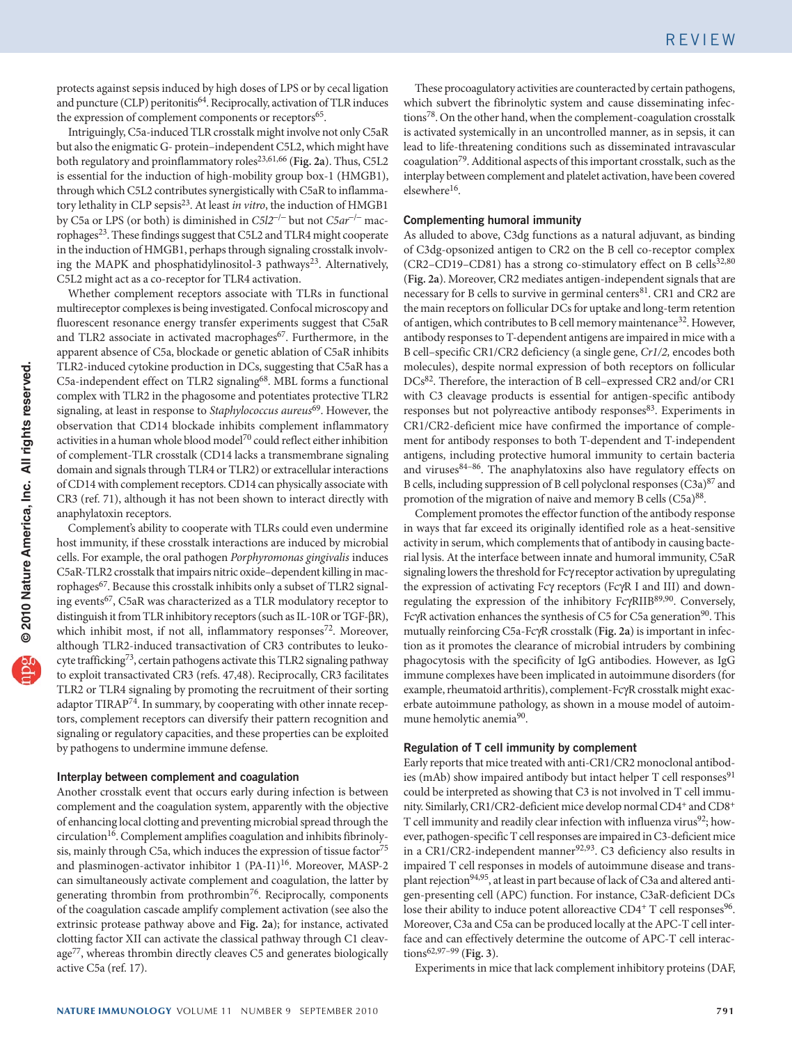protects against sepsis induced by high doses of LPS or by cecal ligation and puncture (CLP) peritonitis[64]. Reciprocally, activation of TLR induces the expression of complement components or receptors[65].

Intriguingly, C5a-induced TLR crosstalk might involve not only C5aR but also the enigmatic G- protein–independent C5L2, which might have both regulatory and proinflammatory roles[23,61,66] (**Fig. 2a**). Thus, C5L2 is essential for the induction of high-mobility group box-1 (HMGB1), through which C5L2 contributes synergistically with C5aR to inflammatory lethality in CLP sepsis[23]. At least *in vitro*, the induction of HMGB1 by C5a or LPS (or both) is diminished in *C5l2*$^{-/-}$ but not *C5ar*$^{-/-}$ macrophages[23]. These findings suggest that C5L2 and TLR4 might cooperate in the induction of HMGB1, perhaps through signaling crosstalk involving the MAPK and phosphatidylinositol-3 pathways[23]. Alternatively, C5L2 might act as a co-receptor for TLR4 activation.

Whether complement receptors associate with TLRs in functional multireceptor complexes is being investigated. Confocal microscopy and fluorescent resonance energy transfer experiments suggest that C5aR and TLR2 associate in activated macrophages[67]. Furthermore, in the apparent absence of C5a, blockade or genetic ablation of C5aR inhibits TLR2-induced cytokine production in DCs, suggesting that C5aR has a C5a-independent effect on TLR2 signaling[68]. MBL forms a functional complex with TLR2 in the phagosome and potentiates protective TLR2 signaling, at least in response to *Staphylococcus aureus*[69]. However, the observation that CD14 blockade inhibits complement inflammatory activities in a human whole blood model[70] could reflect either inhibition of complement-TLR crosstalk (CD14 lacks a transmembrane signaling domain and signals through TLR4 or TLR2) or extracellular interactions of CD14 with complement receptors. CD14 can physically associate with CR3 (ref. 71), although it has not been shown to interact directly with anaphylatoxin receptors.

Complement's ability to cooperate with TLRs could even undermine host immunity, if these crosstalk interactions are induced by microbial cells. For example, the oral pathogen *Porphyromonas gingivalis* induces C5aR-TLR2 crosstalk that impairs nitric oxide–dependent killing in macrophages[67]. Because this crosstalk inhibits only a subset of TLR2 signaling events[67], C5aR was characterized as a TLR modulatory receptor to distinguish it from TLR inhibitory receptors (such as IL-10R or TGF-βR), which inhibit most, if not all, inflammatory responses[72]. Moreover, although TLR2-induced transactivation of CR3 contributes to leukocyte trafficking[73], certain pathogens activate this TLR2 signaling pathway to exploit transactivated CR3 (refs. 47,48). Reciprocally, CR3 facilitates TLR2 or TLR4 signaling by promoting the recruitment of their sorting adaptor TIRAP[74]. In summary, by cooperating with other innate receptors, complement receptors can diversify their pattern recognition and signaling or regulatory capacities, and these properties can be exploited by pathogens to undermine immune defense.

### Interplay between complement and coagulation

Another crosstalk event that occurs early during infection is between complement and the coagulation system, apparently with the objective of enhancing local clotting and preventing microbial spread through the circulation[16]. Complement amplifies coagulation and inhibits fibrinolysis, mainly through C5a, which induces the expression of tissue factor[75] and plasminogen-activator inhibitor 1 (PA-I1)[16]. Moreover, MASP-2 can simultaneously activate complement and coagulation, the latter by generating thrombin from prothrombin[76]. Reciprocally, components of the coagulation cascade amplify complement activation (see also the extrinsic protease pathway above and **Fig. 2a**); for instance, activated clotting factor XII can activate the classical pathway through C1 cleavage[77], whereas thrombin directly cleaves C5 and generates biologically active C5a (ref. 17).

These procoagulatory activities are counteracted by certain pathogens, which subvert the fibrinolytic system and cause disseminating infections[78]. On the other hand, when the complement-coagulation crosstalk is activated systemically in an uncontrolled manner, as in sepsis, it can lead to life-threatening conditions such as disseminated intravascular coagulation[79]. Additional aspects of this important crosstalk, such as the interplay between complement and platelet activation, have been covered elsewhere[16].

### Complementing humoral immunity

As alluded to above, C3dg functions as a natural adjuvant, as binding of C3dg-opsonized antigen to CR2 on the B cell co-receptor complex (CR2–CD19–CD81) has a strong co-stimulatory effect on B cells[32,80] (**Fig. 2a**). Moreover, CR2 mediates antigen-independent signals that are necessary for B cells to survive in germinal centers[81]. CR1 and CR2 are the main receptors on follicular DCs for uptake and long-term retention of antigen, which contributes to B cell memory maintenance[32]. However, antibody responses to T-dependent antigens are impaired in mice with a B cell–specific CR1/CR2 deficiency (a single gene, *Cr1/2,* encodes both molecules), despite normal expression of both receptors on follicular DCs[82]. Therefore, the interaction of B cell–expressed CR2 and/or CR1 with C3 cleavage products is essential for antigen-specific antibody responses but not polyreactive antibody responses[83]. Experiments in CR1/CR2-deficient mice have confirmed the importance of complement for antibody responses to both T-dependent and T-independent antigens, including protective humoral immunity to certain bacteria and viruses[84–86]. The anaphylatoxins also have regulatory effects on B cells, including suppression of B cell polyclonal responses (C3a)[87] and promotion of the migration of naive and memory B cells (C5a)[88].

Complement promotes the effector function of the antibody response in ways that far exceed its originally identified role as a heat-sensitive activity in serum, which complements that of antibody in causing bacterial lysis. At the interface between innate and humoral immunity, C5aR signaling lowers the threshold for Fcγ receptor activation by upregulating the expression of activating Fcγ receptors (FcγR I and III) and downregulating the expression of the inhibitory FcγRIIB[89,90]. Conversely, FcγR activation enhances the synthesis of C5 for C5a generation[90]. This mutually reinforcing C5a-FcγR crosstalk (**Fig. 2a**) is important in infection as it promotes the clearance of microbial intruders by combining phagocytosis with the specificity of IgG antibodies. However, as IgG immune complexes have been implicated in autoimmune disorders (for example, rheumatoid arthritis), complement-FcγR crosstalk might exacerbate autoimmune pathology, as shown in a mouse model of autoimmune hemolytic anemia[90].

### Regulation of T cell immunity by complement

Early reports that mice treated with anti-CR1/CR2 monoclonal antibodies (mAb) show impaired antibody but intact helper T cell responses[91] could be interpreted as showing that C3 is not involved in T cell immunity. Similarly, CR1/CR2-deficient mice develop normal CD4$^+$ and CD8$^+$ T cell immunity and readily clear infection with influenza virus[92]; however, pathogen-specific T cell responses are impaired in C3-deficient mice in a CR1/CR2-independent manner[92,93]. C3 deficiency also results in impaired T cell responses in models of autoimmune disease and transplant rejection[94,95], at least in part because of lack of C3a and altered antigen-presenting cell (APC) function. For instance, C3aR-deficient DCs lose their ability to induce potent alloreactive CD4$^+$ T cell responses[96]. Moreover, C3a and C5a can be produced locally at the APC-T cell interface and can effectively determine the outcome of APC-T cell interactions[62,97–99] (**Fig. 3**).

Experiments in mice that lack complement inhibitory proteins (DAF,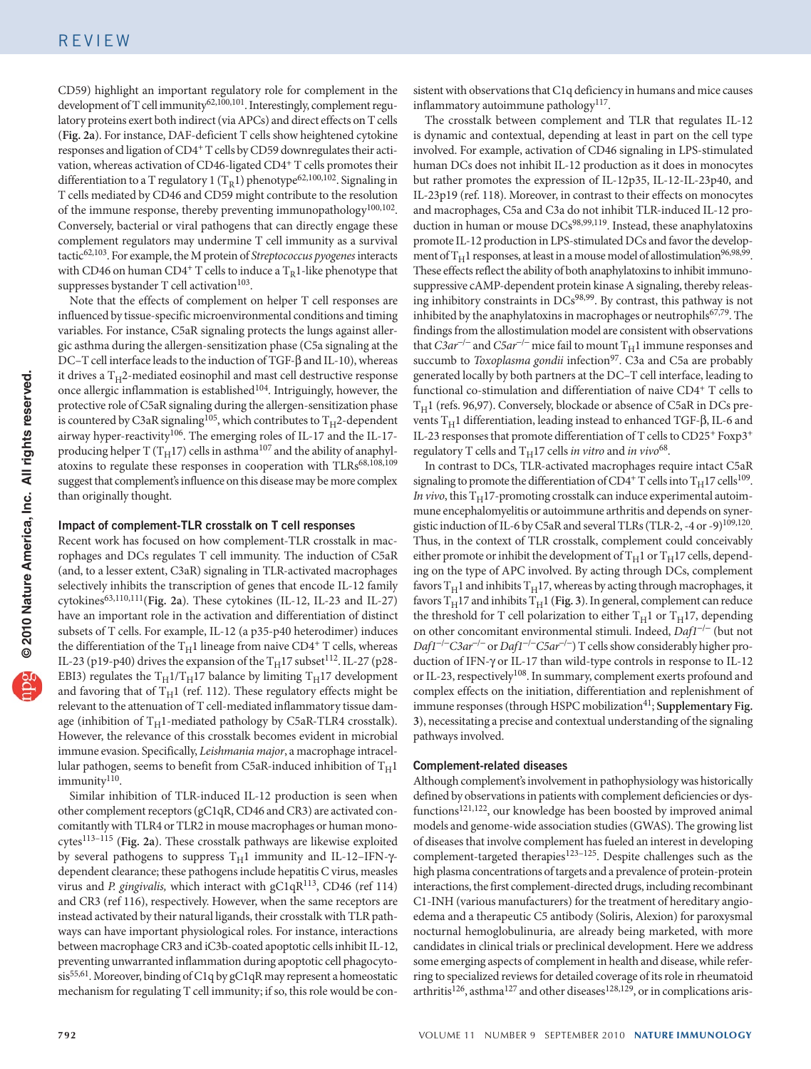CD59) highlight an important regulatory role for complement in the development of T cell immunity[62,100,101]. Interestingly, complement regulatory proteins exert both indirect (via APCs) and direct effects on T cells (**Fig. 2a**). For instance, DAF-deficient T cells show heightened cytokine responses and ligation of $CD4^+$ T cells by CD59 downregulates their activation, whereas activation of CD46-ligated $CD4^+$ T cells promotes their differentiation to a T regulatory 1 ($T_R1$) phenotype[62,100,102]. Signaling in T cells mediated by CD46 and CD59 might contribute to the resolution of the immune response, thereby preventing immunopathology[100,102]. Conversely, bacterial or viral pathogens that can directly engage these complement regulators may undermine T cell immunity as a survival tactic[62,103]. For example, the M protein of *Streptococcus pyogenes* interacts with CD46 on human $CD4^+$ T cells to induce a $T_R1$-like phenotype that suppresses bystander T cell activation[103].

Note that the effects of complement on helper T cell responses are influenced by tissue-specific microenvironmental conditions and timing variables. For instance, C5aR signaling protects the lungs against allergic asthma during the allergen-sensitization phase (C5a signaling at the DC–T cell interface leads to the induction of TGF-β and IL-10), whereas it drives a $T_H2$-mediated eosinophil and mast cell destructive response once allergic inflammation is established[104]. Intriguingly, however, the protective role of C5aR signaling during the allergen-sensitization phase is countered by C3aR signaling[105], which contributes to $T_H2$-dependent airway hyper-reactivity[106]. The emerging roles of IL-17 and the IL-17-producing helper T ($T_H17$) cells in asthma[107] and the ability of anaphylatoxins to regulate these responses in cooperation with TLRs[68,108,109] suggest that complement's influence on this disease may be more complex than originally thought.

### Impact of complement-TLR crosstalk on T cell responses

Recent work has focused on how complement-TLR crosstalk in macrophages and DCs regulates T cell immunity. The induction of C5aR (and, to a lesser extent, C3aR) signaling in TLR-activated macrophages selectively inhibits the transcription of genes that encode IL-12 family cytokines[63,110,111](**Fig. 2a**). These cytokines (IL-12, IL-23 and IL-27) have an important role in the activation and differentiation of distinct subsets of T cells. For example, IL-12 (a p35-p40 heterodimer) induces the differentiation of the $T_H1$ lineage from naive $CD4^+$ T cells, whereas IL-23 (p19-p40) drives the expansion of the $T_H17$ subset[112]. IL-27 (p28-EBI3) regulates the $T_H1/T_H17$ balance by limiting $T_H17$ development and favoring that of $T_H1$ (ref. 112). These regulatory effects might be relevant to the attenuation of T cell-mediated inflammatory tissue damage (inhibition of $T_H1$-mediated pathology by C5aR-TLR4 crosstalk). However, the relevance of this crosstalk becomes evident in microbial immune evasion. Specifically, *Leishmania major*, a macrophage intracellular pathogen, seems to benefit from C5aR-induced inhibition of $T_H1$ immunity[110].

Similar inhibition of TLR-induced IL-12 production is seen when other complement receptors (gC1qR, CD46 and CR3) are activated concomitantly with TLR4 or TLR2 in mouse macrophages or human monocytes[113–115] (**Fig. 2a**). These crosstalk pathways are likewise exploited by several pathogens to suppress $T_H1$ immunity and IL-12–IFN-γ-dependent clearance; these pathogens include hepatitis C virus, measles virus and *P. gingivalis,* which interact with gC1qR[113], CD46 (ref 114) and CR3 (ref 116), respectively. However, when the same receptors are instead activated by their natural ligands, their crosstalk with TLR pathways can have important physiological roles. For instance, interactions between macrophage CR3 and iC3b-coated apoptotic cells inhibit IL-12, preventing unwarranted inflammation during apoptotic cell phagocytosis[55,61]. Moreover, binding of C1q by gC1qR may represent a homeostatic mechanism for regulating T cell immunity; if so, this role would be consistent with observations that C1q deficiency in humans and mice causes inflammatory autoimmune pathology[117].

The crosstalk between complement and TLR that regulates IL-12 is dynamic and contextual, depending at least in part on the cell type involved. For example, activation of CD46 signaling in LPS-stimulated human DCs does not inhibit IL-12 production as it does in monocytes but rather promotes the expression of IL-12p35, IL-12-IL-23p40, and IL-23p19 (ref. 118). Moreover, in contrast to their effects on monocytes and macrophages, C5a and C3a do not inhibit TLR-induced IL-12 production in human or mouse DCs[98,99,119]. Instead, these anaphylatoxins promote IL-12 production in LPS-stimulated DCs and favor the development of $T_H1$ responses, at least in a mouse model of allostimulation[96,98,99]. These effects reflect the ability of both anaphylatoxins to inhibit immunosuppressive cAMP-dependent protein kinase A signaling, thereby releasing inhibitory constraints in DCs[98,99]. By contrast, this pathway is not inhibited by the anaphylatoxins in macrophages or neutrophils[67,79]. The findings from the allostimulation model are consistent with observations that *C3ar*$^{-/-}$ and *C5ar*$^{-/-}$ mice fail to mount $T_H1$ immune responses and succumb to *Toxoplasma gondii* infection[97]. C3a and C5a are probably generated locally by both partners at the DC–T cell interface, leading to functional co-stimulation and differentiation of naive $CD4^+$ T cells to $T_H1$ (refs. 96,97). Conversely, blockade or absence of C5aR in DCs prevents $T_H1$ differentiation, leading instead to enhanced TGF-β, IL-6 and IL-23 responses that promote differentiation of T cells to $CD25^+$ $Foxp3^+$ regulatory T cells and $T_H17$ cells *in vitro* and *in vivo*[68].

In contrast to DCs, TLR-activated macrophages require intact C5aR signaling to promote the differentiation of $CD4^+$ T cells into $T_H17$ cells[109]. *In vivo*, this $T_H17$-promoting crosstalk can induce experimental autoimmune encephalomyelitis or autoimmune arthritis and depends on synergistic induction of IL-6 by C5aR and several TLRs (TLR-2, -4 or -9)[109,120]. Thus, in the context of TLR crosstalk, complement could conceivably either promote or inhibit the development of $T_H1$ or $T_H17$ cells, depending on the type of APC involved. By acting through DCs, complement favors $T_H1$ and inhibits $T_H17$, whereas by acting through macrophages, it favors $T_H17$ and inhibits $T_H1$ (**Fig. 3**). In general, complement can reduce the threshold for T cell polarization to either $T_H1$ or $T_H17$, depending on other concomitant environmental stimuli. Indeed, *Daf1*$^{-/-}$ (but not *Daf1*$^{-/-}$*C3ar*$^{-/-}$ or *Daf1*$^{-/-}$*C5ar*$^{-/-}$) T cells show considerably higher production of IFN-γ or IL-17 than wild-type controls in response to IL-12 or IL-23, respectively[108]. In summary, complement exerts profound and complex effects on the initiation, differentiation and replenishment of immune responses (through HSPC mobilization[41]; **Supplementary Fig. 3**), necessitating a precise and contextual understanding of the signaling pathways involved.

### Complement-related diseases

Although complement's involvement in pathophysiology was historically defined by observations in patients with complement deficiencies or dysfunctions[121,122], our knowledge has been boosted by improved animal models and genome-wide association studies (GWAS). The growing list of diseases that involve complement has fueled an interest in developing complement-targeted therapies[123–125]. Despite challenges such as the high plasma concentrations of targets and a prevalence of protein-protein interactions, the first complement-directed drugs, including recombinant C1-INH (various manufacturers) for the treatment of hereditary angioedema and a therapeutic C5 antibody (Soliris, Alexion) for paroxysmal nocturnal hemoglobulinuria, are already being marketed, with more candidates in clinical trials or preclinical development. Here we address some emerging aspects of complement in health and disease, while referring to specialized reviews for detailed coverage of its role in rheumatoid arthritis[126], asthma[127] and other diseases[128,129], or in complications aris-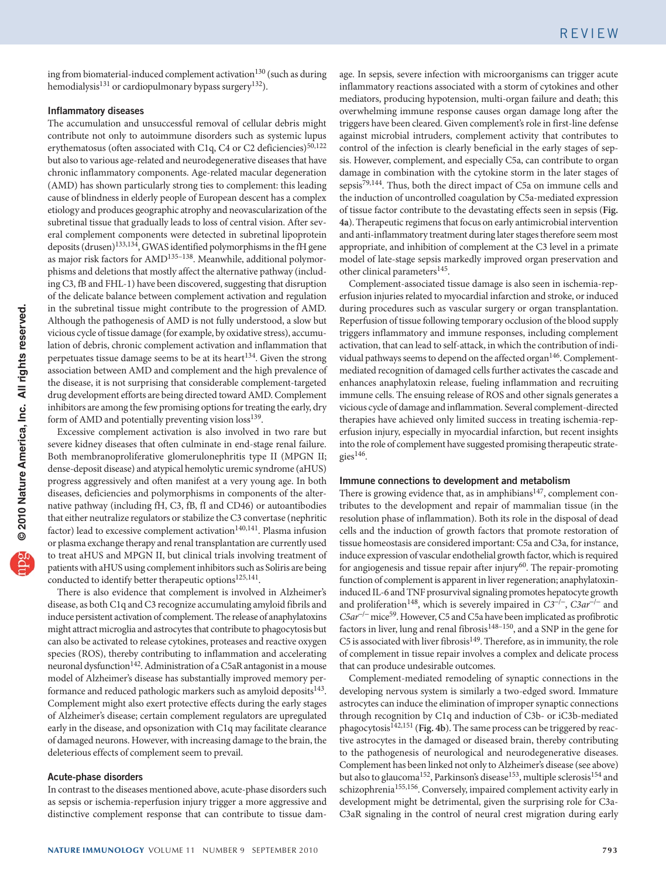ing from biomaterial-induced complement activation[130] (such as during hemodialysis[131] or cardiopulmonary bypass surgery[132]).

### Inflammatory diseases

The accumulation and unsuccessful removal of cellular debris might contribute not only to autoimmune disorders such as systemic lupus erythematosus (often associated with C1q, C4 or C2 deficiencies)[50,122] but also to various age-related and neurodegenerative diseases that have chronic inflammatory components. Age-related macular degeneration (AMD) has shown particularly strong ties to complement: this leading cause of blindness in elderly people of European descent has a complex etiology and produces geographic atrophy and neovascularization of the subretinal tissue that gradually leads to loss of central vision. After several complement components were detected in subretinal lipoprotein deposits (drusen)[133,134], GWAS identified polymorphisms in the fH gene as major risk factors for AMD[135–138]. Meanwhile, additional polymorphisms and deletions that mostly affect the alternative pathway (including C3, fB and FHL-1) have been discovered, suggesting that disruption of the delicate balance between complement activation and regulation in the subretinal tissue might contribute to the progression of AMD. Although the pathogenesis of AMD is not fully understood, a slow but vicious cycle of tissue damage (for example, by oxidative stress), accumulation of debris, chronic complement activation and inflammation that perpetuates tissue damage seems to be at its heart[134]. Given the strong association between AMD and complement and the high prevalence of the disease, it is not surprising that considerable complement-targeted drug development efforts are being directed toward AMD. Complement inhibitors are among the few promising options for treating the early, dry form of AMD and potentially preventing vision loss[139].

Excessive complement activation is also involved in two rare but severe kidney diseases that often culminate in end-stage renal failure. Both membranoproliferative glomerulonephritis type II (MPGN II; dense-deposit disease) and atypical hemolytic uremic syndrome (aHUS) progress aggressively and often manifest at a very young age. In both diseases, deficiencies and polymorphisms in components of the alternative pathway (including fH, C3, fB, fI and CD46) or autoantibodies that either neutralize regulators or stabilize the C3 convertase (nephritic factor) lead to excessive complement activation[140,141]. Plasma infusion or plasma exchange therapy and renal transplantation are currently used to treat aHUS and MPGN II, but clinical trials involving treatment of patients with aHUS using complement inhibitors such as Soliris are being conducted to identify better therapeutic options[125,141].

There is also evidence that complement is involved in Alzheimer's disease, as both C1q and C3 recognize accumulating amyloid fibrils and induce persistent activation of complement. The release of anaphylatoxins might attract microglia and astrocytes that contribute to phagocytosis but can also be activated to release cytokines, proteases and reactive oxygen species (ROS), thereby contributing to inflammation and accelerating neuronal dysfunction[142]. Administration of a C5aR antagonist in a mouse model of Alzheimer's disease has substantially improved memory performance and reduced pathologic markers such as amyloid deposits[143]. Complement might also exert protective effects during the early stages of Alzheimer's disease; certain complement regulators are upregulated early in the disease, and opsonization with C1q may facilitate clearance of damaged neurons. However, with increasing damage to the brain, the deleterious effects of complement seem to prevail.

### Acute-phase disorders

In contrast to the diseases mentioned above, acute-phase disorders such as sepsis or ischemia-reperfusion injury trigger a more aggressive and distinctive complement response that can contribute to tissue damage. In sepsis, severe infection with microorganisms can trigger acute inflammatory reactions associated with a storm of cytokines and other mediators, producing hypotension, multi-organ failure and death; this overwhelming immune response causes organ damage long after the triggers have been cleared. Given complement's role in first-line defense against microbial intruders, complement activity that contributes to control of the infection is clearly beneficial in the early stages of sepsis. However, complement, and especially C5a, can contribute to organ damage in combination with the cytokine storm in the later stages of sepsis[79,144]. Thus, both the direct impact of C5a on immune cells and the induction of uncontrolled coagulation by C5a-mediated expression of tissue factor contribute to the devastating effects seen in sepsis (**Fig. 4a**). Therapeutic regimens that focus on early antimicrobial intervention and anti-inflammatory treatment during later stages therefore seem most appropriate, and inhibition of complement at the C3 level in a primate model of late-stage sepsis markedly improved organ preservation and other clinical parameters[145].

Complement-associated tissue damage is also seen in ischemia-reperfusion injuries related to myocardial infarction and stroke, or induced during procedures such as vascular surgery or organ transplantation. Reperfusion of tissue following temporary occlusion of the blood supply triggers inflammatory and immune responses, including complement activation, that can lead to self-attack, in which the contribution of individual pathways seems to depend on the affected organ[146]. Complement-mediated recognition of damaged cells further activates the cascade and enhances anaphylatoxin release, fueling inflammation and recruiting immune cells. The ensuing release of ROS and other signals generates a vicious cycle of damage and inflammation. Several complement-directed therapies have achieved only limited success in treating ischemia-reperfusion injury, especially in myocardial infarction, but recent insights into the role of complement have suggested promising therapeutic strategies[146].

### Immune connections to development and metabolism

There is growing evidence that, as in amphibians[147], complement contributes to the development and repair of mammalian tissue (in the resolution phase of inflammation). Both its role in the disposal of dead cells and the induction of growth factors that promote restoration of tissue homeostasis are considered important: C5a and C3a, for instance, induce expression of vascular endothelial growth factor, which is required for angiogenesis and tissue repair after injury[60]. The repair-promoting function of complement is apparent in liver regeneration; anaphylatoxin-induced IL-6 and TNF prosurvival signaling promotes hepatocyte growth and proliferation[148], which is severely impaired in *C3*$^{-/-}$, *C3ar*$^{-/-}$ and *C5ar*$^{-/-}$ mice[59]. However, C5 and C5a have been implicated as profibrotic factors in liver, lung and renal fibrosis[148–150], and a SNP in the gene for C5 is associated with liver fibrosis[149]. Therefore, as in immunity, the role of complement in tissue repair involves a complex and delicate process that can produce undesirable outcomes.

Complement-mediated remodeling of synaptic connections in the developing nervous system is similarly a two-edged sword. Immature astrocytes can induce the elimination of improper synaptic connections through recognition by C1q and induction of C3b- or iC3b-mediated phagocytosis[142,151] (**Fig. 4b**). The same process can be triggered by reactive astrocytes in the damaged or diseased brain, thereby contributing to the pathogenesis of neurological and neurodegenerative diseases. Complement has been linked not only to Alzheimer's disease (see above) but also to glaucoma[152], Parkinson's disease[153], multiple sclerosis[154] and schizophrenia[155,156]. Conversely, impaired complement activity early in development might be detrimental, given the surprising role for C3a-C3aR signaling in the control of neural crest migration during early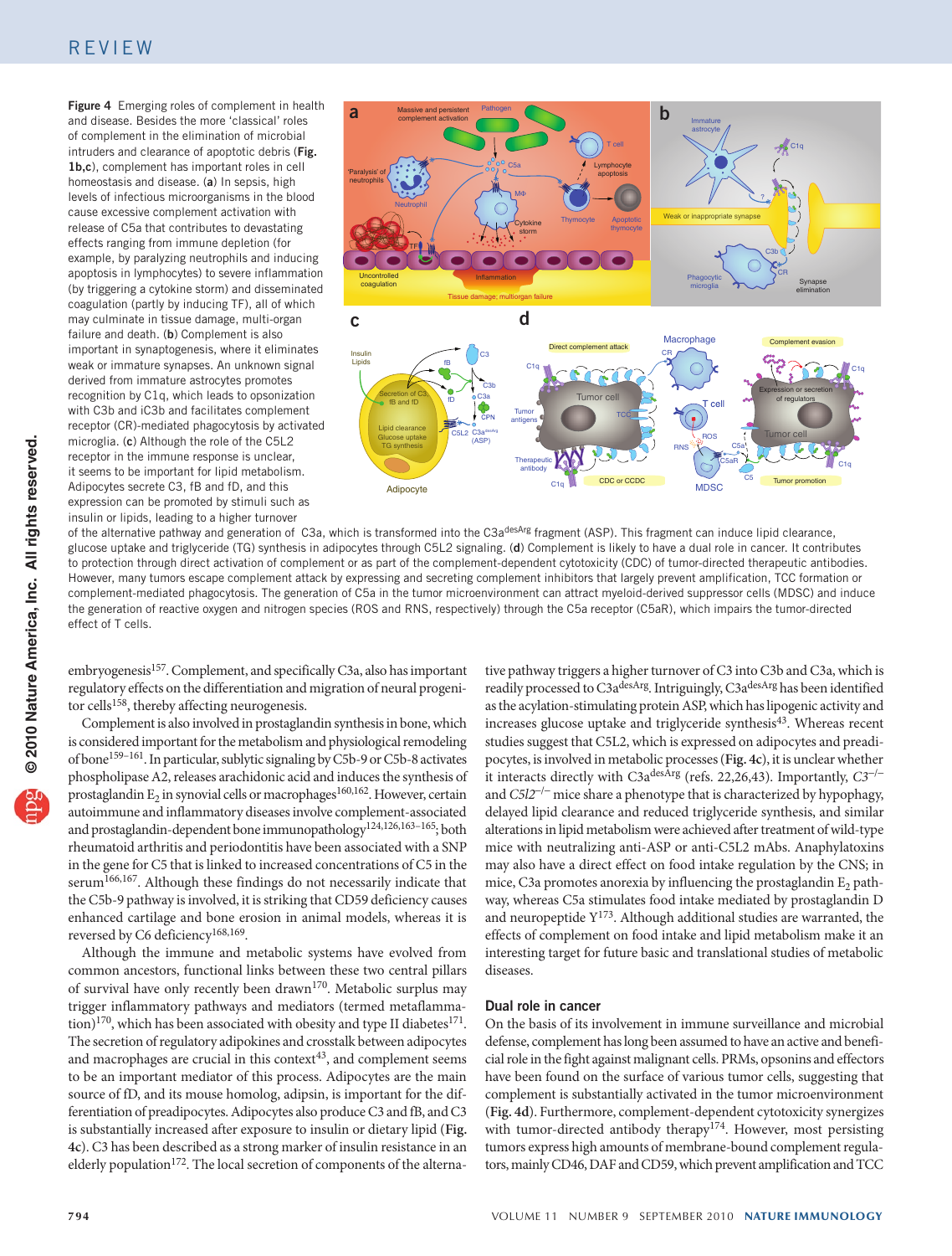**Figure 4** Emerging roles of complement in health and disease. Besides the more 'classical' roles of complement in the elimination of microbial intruders and clearance of apoptotic debris (**Fig. 1b,c**), complement has important roles in cell homeostasis and disease. (**a**) In sepsis, high levels of infectious microorganisms in the blood cause excessive complement activation with release of C5a that contributes to devastating effects ranging from immune depletion (for example, by paralyzing neutrophils and inducing apoptosis in lymphocytes) to severe inflammation (by triggering a cytokine storm) and disseminated coagulation (partly by inducing TF), all of which may culminate in tissue damage, multi-organ failure and death. (**b**) Complement is also important in synaptogenesis, where it eliminates weak or immature synapses. An unknown signal derived from immature astrocytes promotes recognition by C1q, which leads to opsonization with C3b and iC3b and facilitates complement receptor (CR)-mediated phagocytosis by activated microglia. (**c**) Although the role of the C5L2 receptor in the immune response is unclear, it seems to be important for lipid metabolism. Adipocytes secrete C3, fB and fD, and this expression can be promoted by stimuli such as insulin or lipids, leading to a higher turnover of the alternative pathway and generation of C3a, which is transformed into the C3a$^{desArg}$ fragment (ASP). This fragment can induce lipid clearance, glucose uptake and triglyceride (TG) synthesis in adipocytes through C5L2 signaling. (**d**) Complement is likely to have a dual role in cancer. It contributes to protection through direct activation of complement or as part of the complement-dependent cytotoxicity (CDC) of tumor-directed therapeutic antibodies. However, many tumors escape complement attack by expressing and secreting complement inhibitors that largely prevent amplification, TCC formation or complement-mediated phagocytosis. The generation of C5a in the tumor microenvironment can attract myeloid-derived suppressor cells (MDSC) and induce the generation of reactive oxygen and nitrogen species (ROS and RNS, respectively) through the C5a receptor (C5aR), which impairs the tumor-directed effect of T cells.

embryogenesis[157]. Complement, and specifically C3a, also has important regulatory effects on the differentiation and migration of neural progenitor cells[158], thereby affecting neurogenesis.

Complement is also involved in prostaglandin synthesis in bone, which is considered important for the metabolism and physiological remodeling of bone[159–161]. In particular, sublytic signaling by C5b-9 or C5b-8 activates phospholipase A2, releases arachidonic acid and induces the synthesis of prostaglandin $E_2$ in synovial cells or macrophages[160,162]. However, certain autoimmune and inflammatory diseases involve complement-associated and prostaglandin-dependent bone immunopathology[124,126,163–165]; both rheumatoid arthritis and periodontitis have been associated with a SNP in the gene for C5 that is linked to increased concentrations of C5 in the serum[166,167]. Although these findings do not necessarily indicate that the C5b-9 pathway is involved, it is striking that CD59 deficiency causes enhanced cartilage and bone erosion in animal models, whereas it is reversed by C6 deficiency[168,169].

Although the immune and metabolic systems have evolved from common ancestors, functional links between these two central pillars of survival have only recently been drawn[170]. Metabolic surplus may trigger inflammatory pathways and mediators (termed metaflammation)[170], which has been associated with obesity and type II diabetes[171]. The secretion of regulatory adipokines and crosstalk between adipocytes and macrophages are crucial in this context[43], and complement seems to be an important mediator of this process. Adipocytes are the main source of fD, and its mouse homolog, adipsin, is important for the differentiation of preadipocytes. Adipocytes also produce C3 and fB, and C3 is substantially increased after exposure to insulin or dietary lipid (**Fig. 4c**). C3 has been described as a strong marker of insulin resistance in an elderly population[172]. The local secretion of components of the alternative pathway triggers a higher turnover of C3 into C3b and C3a, which is readily processed to C3a$^{desArg}$. Intriguingly, C3a$^{desArg}$ has been identified as the acylation-stimulating protein ASP, which has lipogenic activity and increases glucose uptake and triglyceride synthesis[43]. Whereas recent studies suggest that C5L2, which is expressed on adipocytes and preadipocytes, is involved in metabolic processes (**Fig. 4c**), it is unclear whether it interacts directly with C3a$^{desArg}$ (refs. 22,26,43). Importantly, *C3*$^{-/-}$ and *C5l2*$^{-/-}$ mice share a phenotype that is characterized by hypophagy, delayed lipid clearance and reduced triglyceride synthesis, and similar alterations in lipid metabolism were achieved after treatment of wild-type mice with neutralizing anti-ASP or anti-C5L2 mAbs. Anaphylatoxins may also have a direct effect on food intake regulation by the CNS; in mice, C3a promotes anorexia by influencing the prostaglandin $E_2$ pathway, whereas C5a stimulates food intake mediated by prostaglandin D and neuropeptide Y[173]. Although additional studies are warranted, the effects of complement on food intake and lipid metabolism make it an interesting target for future basic and translational studies of metabolic diseases.

## Dual role in cancer

On the basis of its involvement in immune surveillance and microbial defense, complement has long been assumed to have an active and beneficial role in the fight against malignant cells. PRMs, opsonins and effectors have been found on the surface of various tumor cells, suggesting that complement is substantially activated in the tumor microenvironment (**Fig. 4d**). Furthermore, complement-dependent cytotoxicity synergizes with tumor-directed antibody therapy[174]. However, most persisting tumors express high amounts of membrane-bound complement regulators, mainly CD46, DAF and CD59, which prevent amplification and TCC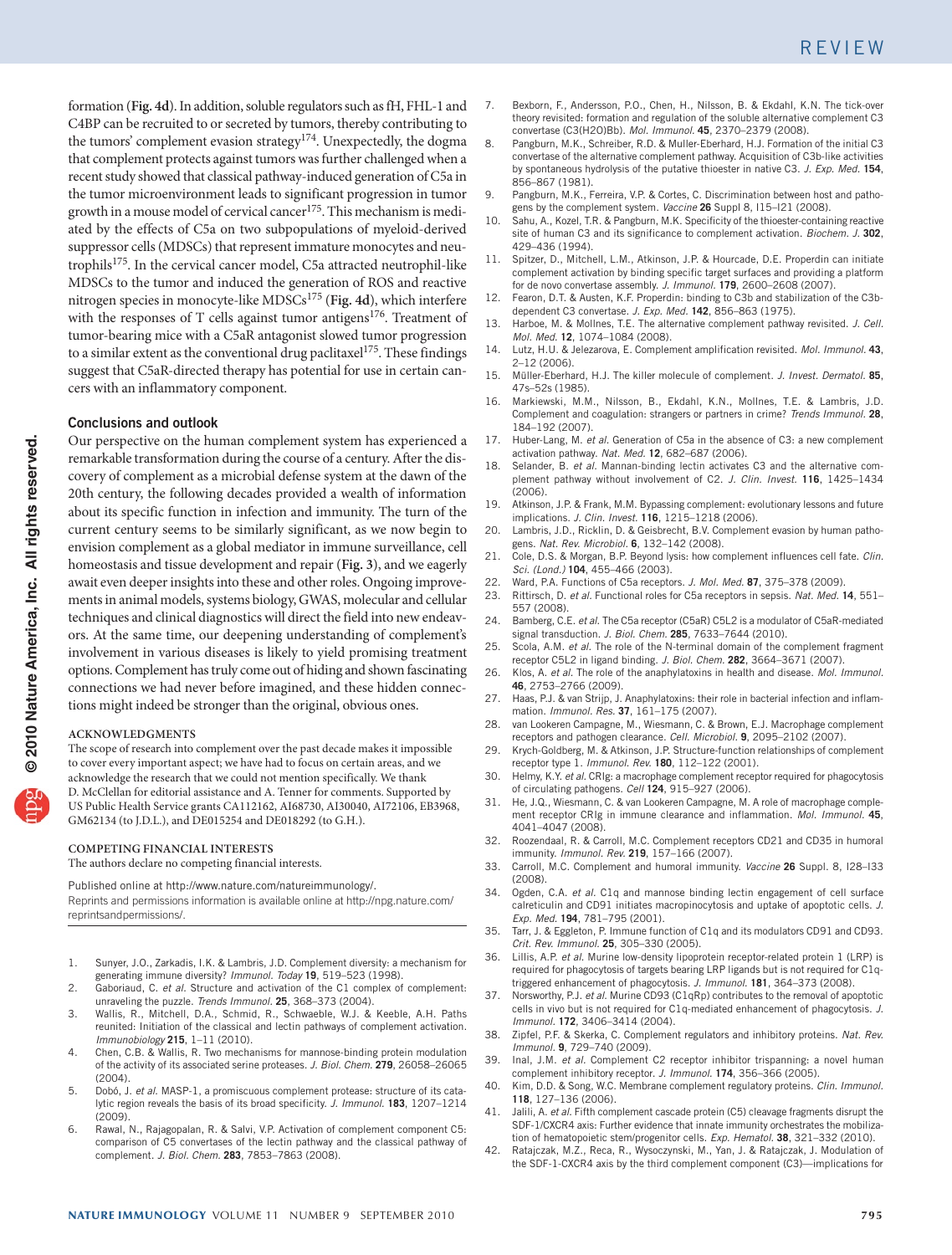formation (**Fig. 4d**). In addition, soluble regulators such as fH, FHL-1 and C4BP can be recruited to or secreted by tumors, thereby contributing to the tumors' complement evasion strategy[174]. Unexpectedly, the dogma that complement protects against tumors was further challenged when a recent study showed that classical pathway-induced generation of C5a in the tumor microenvironment leads to significant progression in tumor growth in a mouse model of cervical cancer[175]. This mechanism is mediated by the effects of C5a on two subpopulations of myeloid-derived suppressor cells (MDSCs) that represent immature monocytes and neutrophils[175]. In the cervical cancer model, C5a attracted neutrophil-like MDSCs to the tumor and induced the generation of ROS and reactive nitrogen species in monocyte-like MDSCs[175] (**Fig. 4d**), which interfere with the responses of T cells against tumor antigens[176]. Treatment of tumor-bearing mice with a C5aR antagonist slowed tumor progression to a similar extent as the conventional drug paclitaxel[175]. These findings suggest that C5aR-directed therapy has potential for use in certain cancers with an inflammatory component.

## Conclusions and outlook

Our perspective on the human complement system has experienced a remarkable transformation during the course of a century. After the discovery of complement as a microbial defense system at the dawn of the 20th century, the following decades provided a wealth of information about its specific function in infection and immunity. The turn of the current century seems to be similarly significant, as we now begin to envision complement as a global mediator in immune surveillance, cell homeostasis and tissue development and repair (**Fig. 3**), and we eagerly await even deeper insights into these and other roles. Ongoing improvements in animal models, systems biology, GWAS, molecular and cellular techniques and clinical diagnostics will direct the field into new endeavors. At the same time, our deepening understanding of complement's involvement in various diseases is likely to yield promising treatment options. Complement has truly come out of hiding and shown fascinating connections we had never before imagined, and these hidden connections might indeed be stronger than the original, obvious ones.

### ACKNOWLEDGMENTS

The scope of research into complement over the past decade makes it impossible to cover every important aspect; we have had to focus on certain areas, and we acknowledge the research that we could not mention specifically. We thank D. McClellan for editorial assistance and A. Tenner for comments. Supported by US Public Health Service grants CA112162, AI68730, AI30040, AI72106, EB3968, GM62134 (to J.D.L.), and DE015254 and DE018292 (to G.H.).

### COMPETING FINANCIAL INTERESTS

The authors declare no competing financial interests.

Published online at http://www.nature.com/natureimmunology/.
Reprints and permissions information is available online at http://npg.nature.com/reprintsandpermissions/.

1. Sunyer, J.O., Zarkadis, I.K. & Lambris, J.D. Complement diversity: a mechanism for generating immune diversity? *Immunol. Today* **19**, 519–523 (1998).
2. Gaboriaud, C. *et al.* Structure and activation of the C1 complex of complement: unraveling the puzzle. *Trends Immunol.* **25**, 368–373 (2004).
3. Wallis, R., Mitchell, D.A., Schmid, R., Schwaeble, W.J. & Keeble, A.H. Paths reunited: Initiation of the classical and lectin pathways of complement activation. *Immunobiology* **215**, 1–11 (2010).
4. Chen, C.B. & Wallis, R. Two mechanisms for mannose-binding protein modulation of the activity of its associated serine proteases. *J. Biol. Chem.* **279**, 26058–26065 (2004).
5. Dobó, J. *et al.* MASP-1, a promiscuous complement protease: structure of its catalytic region reveals the basis of its broad specificity. *J. Immunol.* **183**, 1207–1214 (2009).
6. Rawal, N., Rajagopalan, R. & Salvi, V.P. Activation of complement component C5: comparison of C5 convertases of the lectin pathway and the classical pathway of complement. *J. Biol. Chem.* **283**, 7853–7863 (2008).
7. Bexborn, F., Andersson, P.O., Chen, H., Nilsson, B. & Ekdahl, K.N. The tick-over theory revisited: formation and regulation of the soluble alternative complement C3 convertase (C3(H2O)Bb). *Mol. Immunol.* **45**, 2370–2379 (2008).
8. Pangburn, M.K., Schreiber, R.D. & Muller-Eberhard, H.J. Formation of the initial C3 convertase of the alternative complement pathway. Acquisition of C3b-like activities by spontaneous hydrolysis of the putative thioester in native C3. *J. Exp. Med.* **154**, 856–867 (1981).
9. Pangburn, M.K., Ferreira, V.P. & Cortes, C. Discrimination between host and pathogens by the complement system. *Vaccine* **26** Suppl 8, I15–I21 (2008).
10. Sahu, A., Kozel, T.R. & Pangburn, M.K. Specificity of the thioester-containing reactive site of human C3 and its significance to complement activation. *Biochem. J.* **302**, 429–436 (1994).
11. Spitzer, D., Mitchell, L.M., Atkinson, J.P. & Hourcade, D.E. Properdin can initiate complement activation by binding specific target surfaces and providing a platform for de novo convertase assembly. *J. Immunol.* **179**, 2600–2608 (2007).
12. Fearon, D.T. & Austen, K.F. Properdin: binding to C3b and stabilization of the C3b-dependent C3 convertase. *J. Exp. Med.* **142**, 856–863 (1975).
13. Harboe, M. & Mollnes, T.E. The alternative complement pathway revisited. *J. Cell. Mol. Med.* **12**, 1074–1084 (2008).
14. Lutz, H.U. & Jelezarova, E. Complement amplification revisited. *Mol. Immunol.* **43**, 2–12 (2006).
15. Müller-Eberhard, H.J. The killer molecule of complement. *J. Invest. Dermatol.* **85**, 47s–52s (1985).
16. Markiewski, M.M., Nilsson, B., Ekdahl, K.N., Mollnes, T.E. & Lambris, J.D. Complement and coagulation: strangers or partners in crime? *Trends Immunol.* **28**, 184–192 (2007).
17. Huber-Lang, M. *et al.* Generation of C5a in the absence of C3: a new complement activation pathway. *Nat. Med.* **12**, 682–687 (2006).
18. Selander, B. *et al.* Mannan-binding lectin activates C3 and the alternative complement pathway without involvement of C2. *J. Clin. Invest.* **116**, 1425–1434 (2006).
19. Atkinson, J.P. & Frank, M.M. Bypassing complement: evolutionary lessons and future implications. *J. Clin. Invest.* **116**, 1215–1218 (2006).
20. Lambris, J.D., Ricklin, D. & Geisbrecht, B.V. Complement evasion by human pathogens. *Nat. Rev. Microbiol.* **6**, 132–142 (2008).
21. Cole, D.S. & Morgan, B.P. Beyond lysis: how complement influences cell fate. *Clin. Sci. (Lond.)* **104**, 455–466 (2003).
22. Ward, P.A. Functions of C5a receptors. *J. Mol. Med.* **87**, 375–378 (2009).
23. Rittirsch, D. *et al.* Functional roles for C5a receptors in sepsis. *Nat. Med.* **14**, 551–557 (2008).
24. Bamberg, C.E. *et al.* The C5a receptor (C5aR) C5L2 is a modulator of C5aR-mediated signal transduction. *J. Biol. Chem.* **285**, 7633–7644 (2010).
25. Scola, A.M. *et al.* The role of the N-terminal domain of the complement fragment receptor C5L2 in ligand binding. *J. Biol. Chem.* **282**, 3664–3671 (2007).
26. Klos, A. *et al.* The role of the anaphylatoxins in health and disease. *Mol. Immunol.* **46**, 2753–2766 (2009).
27. Haas, P.J. & van Strijp, J. Anaphylatoxins: their role in bacterial infection and inflammation. *Immunol. Res.* **37**, 161–175 (2007).
28. van Lookeren Campagne, M., Wiesmann, C. & Brown, E.J. Macrophage complement receptors and pathogen clearance. *Cell. Microbiol.* **9**, 2095–2102 (2007).
29. Krych-Goldberg, M. & Atkinson, J.P. Structure-function relationships of complement receptor type 1. *Immunol. Rev.* **180**, 112–122 (2001).
30. Helmy, K.Y. *et al.* CRIg: a macrophage complement receptor required for phagocytosis of circulating pathogens. *Cell* **124**, 915–927 (2006).
31. He, J.Q., Wiesmann, C. & van Lookeren Campagne, M. A role of macrophage complement receptor CRIg in immune clearance and inflammation. *Mol. Immunol.* **45**, 4041–4047 (2008).
32. Roozendaal, R. & Carroll, M.C. Complement receptors CD21 and CD35 in humoral immunity. *Immunol. Rev.* **219**, 157–166 (2007).
33. Carroll, M.C. Complement and humoral immunity. *Vaccine* **26** Suppl. 8, I28–I33 (2008).
34. Ogden, C.A. *et al.* C1q and mannose binding lectin engagement of cell surface calreticulin and CD91 initiates macropinocytosis and uptake of apoptotic cells. *J. Exp. Med.* **194**, 781–795 (2001).
35. Tarr, J. & Eggleton, P. Immune function of C1q and its modulators CD91 and CD93. *Crit. Rev. Immunol.* **25**, 305–330 (2005).
36. Lillis, A.P. *et al.* Murine low-density lipoprotein receptor-related protein 1 (LRP) is required for phagocytosis of targets bearing LRP ligands but is not required for C1q-triggered enhancement of phagocytosis. *J. Immunol.* **181**, 364–373 (2008).
37. Norsworthy, P.J. *et al.* Murine CD93 (C1qRp) contributes to the removal of apoptotic cells in vivo but is not required for C1q-mediated enhancement of phagocytosis. *J. Immunol.* **172**, 3406–3414 (2004).
38. Zipfel, P.F. & Skerka, C. Complement regulators and inhibitory proteins. *Nat. Rev. Immunol.* **9**, 729–740 (2009).
39. Inal, J.M. *et al.* Complement C2 receptor inhibitor trispanning: a novel human complement inhibitory receptor. *J. Immunol.* **174**, 356–366 (2005).
40. Kim, D.D. & Song, W.C. Membrane complement regulatory proteins. *Clin. Immunol.* **118**, 127–136 (2006).
41. Jalili, A. *et al.* Fifth complement cascade protein (C5) cleavage fragments disrupt the SDF-1/CXCR4 axis: Further evidence that innate immunity orchestrates the mobilization of hematopoietic stem/progenitor cells. *Exp. Hematol.* **38**, 321–332 (2010).
42. Ratajczak, M.Z., Reca, R., Wysoczynski, M., Yan, J. & Ratajczak, J. Modulation of the SDF-1-CXCR4 axis by the third complement component (C3)—implications for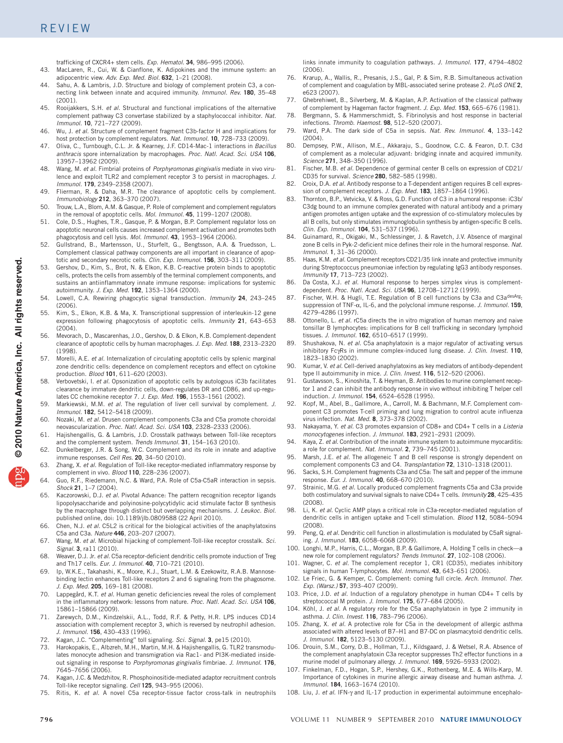trafficking of CXCR4+ stem cells. *Exp. Hematol.* **34**, 986–995 (2006).

43. MacLaren, R., Cui, W. & Cianflone, K. Adipokines and the immune system: an adipocentric view. *Adv. Exp. Med. Biol.* **632**, 1–21 (2008).
44. Sahu, A. & Lambris, J.D. Structure and biology of complement protein C3, a connecting link between innate and acquired immunity. *Immunol. Rev.* **180**, 35–48 (2001).
45. Rooijakkers, S.H. *et al.* Structural and functional implications of the alternative complement pathway C3 convertase stabilized by a staphylococcal inhibitor. *Nat. Immunol.* **10**, 721–727 (2009).
46. Wu, J. *et al.* Structure of complement fragment C3b-factor H and implications for host protection by complement regulators. *Nat. Immunol.* **10**, 728–733 (2009).
47. Oliva, C., Turnbough, C.L. Jr. & Kearney, J.F. CD14-Mac-1 interactions in *Bacillus anthracis* spore internalization by macrophages. *Proc. Natl. Acad. Sci. USA* **106**, 13957–13962 (2009).
48. Wang, M. *et al.* Fimbrial proteins of *Porphyromonas gingivalis* mediate in vivo virulence and exploit TLR2 and complement receptor 3 to persist in macrophages. *J. Immunol.* **179**, 2349–2358 (2007).
49. Flierman, R. & Daha, M.R. The clearance of apoptotic cells by complement. *Immunobiology* **212**, 363–370 (2007).
50. Trouw, L.A., Blom, A.M. & Gasque, P. Role of complement and complement regulators in the removal of apoptotic cells. *Mol. Immunol.* **45**, 1199–1207 (2008).
51. Cole, D.S., Hughes, T.R., Gasque, P. & Morgan, B.P. Complement regulator loss on apoptotic neuronal cells causes increased complement activation and promotes both phagocytosis and cell lysis. *Mol. Immunol.* **43**, 1953–1964 (2006).
52. Gullstrand, B., Martensson, U., Sturfelt, G., Bengtsson, A.A. & Truedsson, L. Complement classical pathway components are all important in clearance of apoptotic and secondary necrotic cells. *Clin. Exp. Immunol.* **156**, 303–311 (2009).
53. Gershov, D., Kim, S., Brot, N. & Elkon, K.B. C-reactive protein binds to apoptotic cells, protects the cells from assembly of the terminal complement components, and sustains an antiinflammatory innate immune response: implications for systemic autoimmunity. *J. Exp. Med.* **192**, 1353–1364 (2000).
54. Lowell, C.A. Rewiring phagocytic signal transduction. *Immunity* **24**, 243–245 (2006).
55. Kim, S., Elkon, K.B. & Ma, X. Transcriptional suppression of interleukin-12 gene expression following phagocytosis of apoptotic cells. *Immunity* **21**, 643–653 (2004).
56. Mevorach, D., Mascarenhas, J.O., Gershov, D. & Elkon, K.B. Complement-dependent clearance of apoptotic cells by human macrophages. *J. Exp. Med.* **188**, 2313–2320 (1998).
57. Morelli, A.E. *et al.* Internalization of circulating apoptotic cells by splenic marginal zone dendritic cells: dependence on complement receptors and effect on cytokine production. *Blood* **101**, 611–620 (2003).
58. Verbovetski, I. *et al.* Opsonization of apoptotic cells by autologous iC3b facilitates clearance by immature dendritic cells, down-regulates DR and CD86, and up-regulates CC chemokine receptor 7. *J. Exp. Med.* **196**, 1553–1561 (2002).
59. Markiewski, M.M. *et al.* The regulation of liver cell survival by complement. *J. Immunol.* **182**, 5412–5418 (2009).
60. Nozaki, M. *et al.* Drusen complement components C3a and C5a promote choroidal neovascularization. *Proc. Natl. Acad. Sci. USA* **103**, 2328–2333 (2006).
61. Hajishengallis, G. & Lambris, J.D. Crosstalk pathways between Toll-like receptors and the complement system. *Trends Immunol.* **31**, 154–163 (2010).
62. Dunkelberger, J.R. & Song, W.C. Complement and its role in innate and adaptive immune responses. *Cell Res.* **20**, 34–50 (2010).
63. Zhang, X. *et al.* Regulation of Toll-like receptor-mediated inflammatory response by complement in vivo. *Blood* **110**, 228–236 (2007).
64. Guo, R.F., Riedemann, N.C. & Ward, P.A. Role of C5a-C5aR interaction in sepsis. *Shock* **21**, 1–7 (2004).
65. Kaczorowski, D.J. *et al.* Pivotal Advance: The pattern recognition receptor ligands lipopolysaccharide and polyinosine-polycytidylic acid stimulate factor B synthesis by the macrophage through distinct but overlapping mechanisms. *J. Leukoc. Biol.* published online, doi: 10.1189/jlb.0809588 (22 April 2010).
66. Chen, N.J. *et al.* C5L2 is critical for the biological activities of the anaphylatoxins C5a and C3a. *Nature* **446**, 203–207 (2007).
67. Wang, M. *et al.* Microbial hijacking of complement-Toll-like receptor crosstalk. *Sci. Signal.* **3**, ra11 (2010).
68. Weaver, D.J. Jr. *et al.* C5a receptor-deficient dendritic cells promote induction of Treg and Th17 cells. *Eur. J. Immunol.* **40**, 710–721 (2010).
69. Ip, W.K.E., Takahashi, K., Moore, K.J., Stuart, L.M. & Ezekowitz, R.A.B. Mannose-binding lectin enhances Toll-like receptors 2 and 6 signaling from the phagosome. *J. Exp. Med.* **205**, 169–181 (2008).
70. Lappegård, K.T. *et al.* Human genetic deficiencies reveal the roles of complement in the inflammatory network: lessons from nature. *Proc. Natl. Acad. Sci. USA* **106**, 15861–15866 (2009).
71. Zarewych, D.M., Kindzelskii, A.L., Todd, R.F. & Petty, H.R. LPS induces CD14 association with complement receptor 3, which is reversed by neutrophil adhesion. *J. Immunol.* **156**, 430–433 (1996).
72. Kagan, J.C. "Complementing" toll signaling. *Sci. Signal.* **3**, pe15 (2010).
73. Harokopakis, E., Albzreh, M.H., Martin, M.H. & Hajishengallis, G. TLR2 transmodulates monocyte adhesion and transmigration via Rac1- and PI3K-mediated inside-out signaling in response to *Porphyromonas gingivalis* fimbriae. *J. Immunol.* **176**, 7645–7656 (2006).
74. Kagan, J.C. & Medzhitov, R. Phosphoinositide-mediated adaptor recruitment controls Toll-like receptor signaling. *Cell* **125**, 943–955 (2006).
75. Ritis, K. *et al.* A novel C5a receptor-tissue factor cross-talk in neutrophils links innate immunity to coagulation pathways. *J. Immunol.* **177**, 4794–4802 (2006).
76. Krarup, A., Wallis, R., Presanis, J.S., Gal, P. & Sim, R.B. Simultaneous activation of complement and coagulation by MBL-associated serine protease 2. *PLoS ONE* **2**, e623 (2007).
77. Ghebrehiwet, B., Silverberg, M. & Kaplan, A.P. Activation of the classical pathway of complement by Hageman factor fragment. *J. Exp. Med.* **153**, 665–676 (1981).
78. Bergmann, S. & Hammerschmidt, S. Fibrinolysis and host response in bacterial infections. *Thromb. Haemost.* **98**, 512–520 (2007).
79. Ward, P.A. The dark side of C5a in sepsis. *Nat. Rev. Immunol.* **4**, 133–142 (2004).
80. Dempsey, P.W., Allison, M.E., Akkaraju, S., Goodnow, C.C. & Fearon, D.T. C3d of complement as a molecular adjuvant: bridging innate and acquired immunity. *Science* **271**, 348–350 (1996).
81. Fischer, M.B. *et al.* Dependence of germinal center B cells on expression of CD21/CD35 for survival. *Science* **280**, 582–585 (1998).
82. Croix, D.A. *et al.* Antibody response to a T-dependent antigen requires B cell expression of complement receptors. *J. Exp. Med.* **183**, 1857–1864 (1996).
83. Thornton, B.P., Vetvicka, V. & Ross, G.D. Function of C3 in a humoral response: iC3b/C3dg bound to an immune complex generated with natural antibody and a primary antigen promotes antigen uptake and the expression of co-stimulatory molecules by all B cells, but only stimulates immunoglobulin synthesis by antigen-specific B cells. *Clin. Exp. Immunol.* **104**, 531–537 (1996).
84. Guinamard, R., Okigaki, M., Schlessinger, J. & Ravetch, J.V. Absence of marginal zone B cells in Pyk-2-deficient mice define their role in the humoral response. *Nat. Immunol.* **1**, 31–36 (2000).
85. Haas, K.M. *et al.* Complement receptors CD21/35 link innate and protective immunity during Streptococcus pneumoniae infection by regulating IgG3 antibody responses. *Immunity* **17**, 713–723 (2002).
86. Da Costa, X.J. *et al.* Humoral response to herpes simplex virus is complement-dependent. *Proc. Natl. Acad. Sci. USA* **96**, 12708–12712 (1999).
87. Fischer, W.H. & Hugli, T.E. Regulation of B cell functions by C3a and C3a$^{desArg}$: suppression of TNF-α, IL-6, and the polyclonal immune response. *J. Immunol.* **159**, 4279–4286 (1997).
88. Ottonello, L. *et al.* rC5a directs the in vitro migration of human memory and naive tonsillar B lymphocytes: implications for B cell trafficking in secondary lymphoid tissues. *J. Immunol.* **162**, 6510–6517 (1999).
89. Shushakova, N. *et al.* C5a anaphylatoxin is a major regulator of activating versus inhibitory FcγRs in immune complex-induced lung disease. *J. Clin. Invest.* **110**, 1823–1830 (2002).
90. Kumar, V. *et al.* Cell-derived anaphylatoxins as key mediators of antibody-dependent type II autoimmunity in mice. *J. Clin. Invest.* **116**, 512–520 (2006).
91. Gustavsson, S., Kinoshita, T. & Heyman, B. Antibodies to murine complement receptor 1 and 2 can inhibit the antibody response in vivo without inhibiting T helper cell induction. *J. Immunol.* **154**, 6524–6528 (1995).
92. Kopf, M., Abel, B., Gallimore, A., Carroll, M. & Bachmann, M.F. Complement component C3 promotes T-cell priming and lung migration to control acute influenza virus infection. *Nat. Med.* **8**, 373–378 (2002).
93. Nakayama, Y. *et al.* C3 promotes expansion of CD8+ and CD4+ T cells in a *Listeria monocytogenes* infection. *J. Immunol.* **183**, 2921–2931 (2009).
94. Kaya, Z. *et al.* Contribution of the innate immune system to autoimmune myocarditis: a role for complement. *Nat. Immunol.* **2**, 739–745 (2001).
95. Marsh, J.E. *et al.* The allogeneic T and B cell response is strongly dependent on complement components C3 and C4. *Transplantation* **72**, 1310–1318 (2001).
96. Sacks, S.H. Complement fragments C3a and C5a: The salt and pepper of the immune response. *Eur. J. Immunol.* **40**, 668–670 (2010).
97. Strainic, M.G. *et al.* Locally produced complement fragments C5a and C3a provide both costimulatory and survival signals to naive CD4+ T cells. *Immunity* **28**, 425–435 (2008).
98. Li, K. *et al.* Cyclic AMP plays a critical role in C3a-receptor-mediated regulation of dendritic cells in antigen uptake and T-cell stimulation. *Blood* **112**, 5084–5094 (2008).
99. Peng, Q. *et al.* Dendritic cell function in allostimulation is modulated by C5aR signaling. *J. Immunol.* **183**, 6058–6068 (2009).
100. Longhi, M.P., Harris, C.L., Morgan, B.P. & Gallimore, A. Holding T cells in check—a new role for complement regulators? *Trends Immunol.* **27**, 102–108 (2006).
101. Wagner, C. *et al.* The complement receptor 1, CR1 (CD35), mediates inhibitory signals in human T-lymphocytes. *Mol. Immunol.* **43**, 643–651 (2006).
102. Le Friec, G. & Kemper, C. Complement: coming full circle. *Arch. Immunol. Ther. Exp. (Warsz.)* **57**, 393–407 (2009).
103. Price, J.D. *et al.* Induction of a regulatory phenotype in human CD4+ T cells by streptococcal M protein. *J. Immunol.* **175**, 677–684 (2005).
104. Köhl, J. *et al.* A regulatory role for the C5a anaphylatoxin in type 2 immunity in asthma. *J. Clin. Invest.* **116**, 783–796 (2006).
105. Zhang, X. *et al.* A protective role for C5a in the development of allergic asthma associated with altered levels of B7-H1 and B7-DC on plasmacytoid dendritic cells. *J. Immunol.* **182**, 5123–5130 (2009).
106. Drouin, S.M., Corry, D.B., Hollman, T.J., Kildsgaard, J. & Wetsel, R.A. Absence of the complement anaphylatoxin C3a receptor suppresses Th2 effector functions in a murine model of pulmonary allergy. *J. Immunol.* **169**, 5926–5933 (2002).
107. Finkelman, F.D., Hogan, S.P., Hershey, G.K., Rothenberg, M.E. & Wills-Karp, M. Importance of cytokines in murine allergic airway disease and human asthma. *J. Immunol.* **184**, 1663–1674 (2010).
108. Liu, J. *et al.* IFN-γ and IL-17 production in experimental autoimmune encephalo-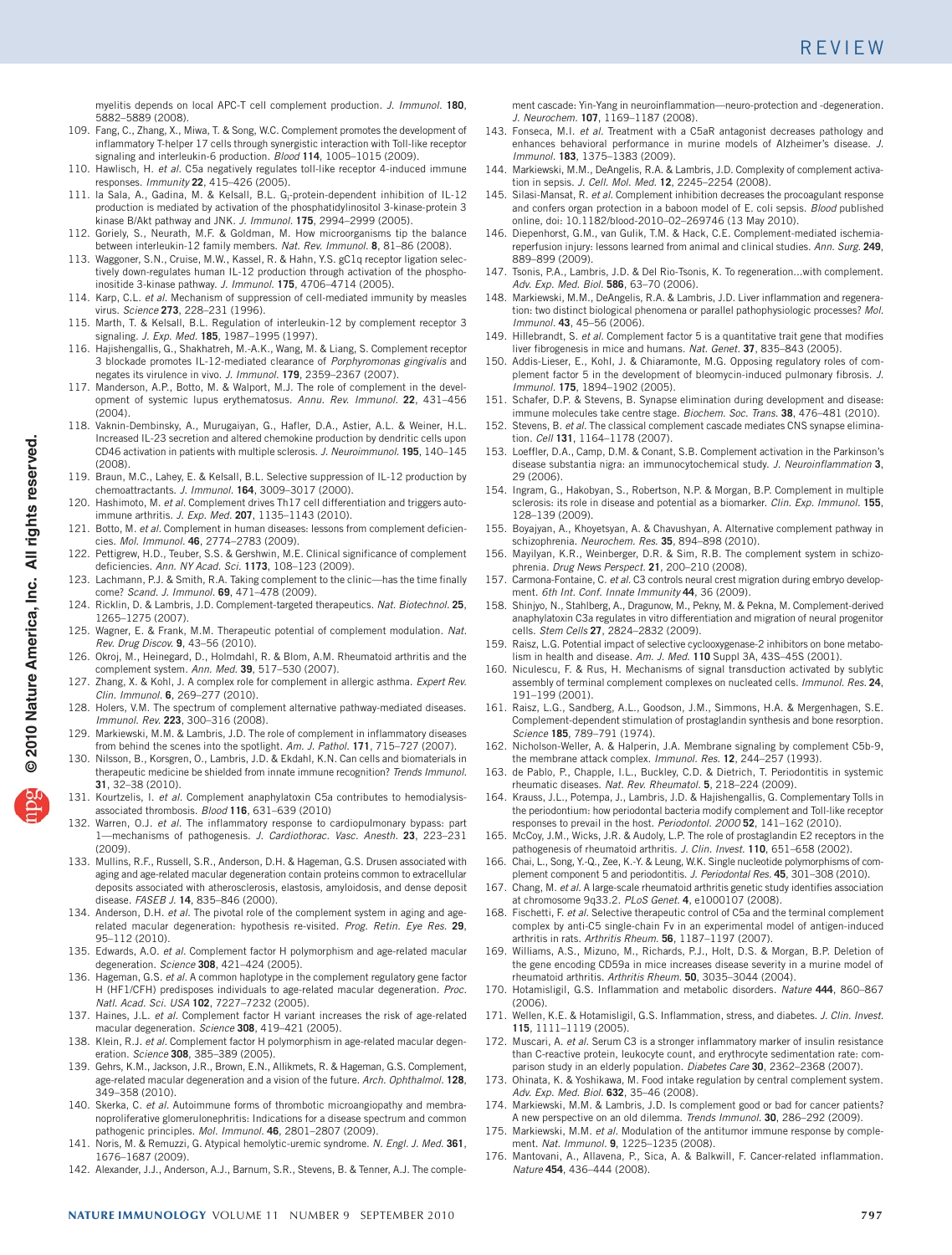myelitis depends on local APC-T cell complement production. *J. Immunol.* **180**, 5882–5889 (2008).

109. Fang, C., Zhang, X., Miwa, T. & Song, W.C. Complement promotes the development of inflammatory T-helper 17 cells through synergistic interaction with Toll-like receptor signaling and interleukin-6 production. *Blood* **114**, 1005–1015 (2009).
110. Hawlisch, H. *et al.* C5a negatively regulates toll-like receptor 4-induced immune responses. *Immunity* **22**, 415–426 (2005).
111. la Sala, A., Gadina, M. & Kelsall, B.L. $G_i$-protein-dependent inhibition of IL-12 production is mediated by activation of the phosphatidylinositol 3-kinase-protein 3 kinase B/Akt pathway and JNK. *J. Immunol.* **175**, 2994–2999 (2005).
112. Goriely, S., Neurath, M.F. & Goldman, M. How microorganisms tip the balance between interleukin-12 family members. *Nat. Rev. Immunol.* **8**, 81–86 (2008).
113. Waggoner, S.N., Cruise, M.W., Kassel, R. & Hahn, Y.S. gC1q receptor ligation selectively down-regulates human IL-12 production through activation of the phosphoinositide 3-kinase pathway. *J. Immunol.* **175**, 4706–4714 (2005).
114. Karp, C.L. *et al.* Mechanism of suppression of cell-mediated immunity by measles virus. *Science* **273**, 228–231 (1996).
115. Marth, T. & Kelsall, B.L. Regulation of interleukin-12 by complement receptor 3 signaling. *J. Exp. Med.* **185**, 1987–1995 (1997).
116. Hajishengallis, G., Shakhatreh, M.-A.K., Wang, M. & Liang, S. Complement receptor 3 blockade promotes IL-12-mediated clearance of *Porphyromonas gingivalis* and negates its virulence in vivo. *J. Immunol.* **179**, 2359–2367 (2007).
117. Manderson, A.P., Botto, M. & Walport, M.J. The role of complement in the development of systemic lupus erythematosus. *Annu. Rev. Immunol.* **22**, 431–456 (2004).
118. Vaknin-Dembinsky, A., Murugaiyan, G., Hafler, D.A., Astier, A.L. & Weiner, H.L. Increased IL-23 secretion and altered chemokine production by dendritic cells upon CD46 activation in patients with multiple sclerosis. *J. Neuroimmunol.* **195**, 140–145 (2008).
119. Braun, M.C., Lahey, E. & Kelsall, B.L. Selective suppression of IL-12 production by chemoattractants. *J. Immunol.* **164**, 3009–3017 (2000).
120. Hashimoto, M. *et al.* Complement drives Th17 cell differentiation and triggers autoimmune arthritis. *J. Exp. Med.* **207**, 1135–1143 (2010).
121. Botto, M. *et al.* Complement in human diseases: lessons from complement deficiencies. *Mol. Immunol.* **46**, 2774–2783 (2009).
122. Pettigrew, H.D., Teuber, S.S. & Gershwin, M.E. Clinical significance of complement deficiencies. *Ann. NY Acad. Sci.* **1173**, 108–123 (2009).
123. Lachmann, P.J. & Smith, R.A. Taking complement to the clinic—has the time finally come? *Scand. J. Immunol.* **69**, 471–478 (2009).
124. Ricklin, D. & Lambris, J.D. Complement-targeted therapeutics. *Nat. Biotechnol.* **25**, 1265–1275 (2007).
125. Wagner, E. & Frank, M.M. Therapeutic potential of complement modulation. *Nat. Rev. Drug Discov.* **9**, 43–56 (2010).
126. Okroj, M., Heinegard, D., Holmdahl, R. & Blom, A.M. Rheumatoid arthritis and the complement system. *Ann. Med.* **39**, 517–530 (2007).
127. Zhang, X. & Kohl, J. A complex role for complement in allergic asthma. *Expert Rev. Clin. Immunol.* **6**, 269–277 (2010).
128. Holers, V.M. The spectrum of complement alternative pathway-mediated diseases. *Immunol. Rev.* **223**, 300–316 (2008).
129. Markiewski, M.M. & Lambris, J.D. The role of complement in inflammatory diseases from behind the scenes into the spotlight. *Am. J. Pathol.* **171**, 715–727 (2007).
130. Nilsson, B., Korsgren, O., Lambris, J.D. & Ekdahl, K.N. Can cells and biomaterials in therapeutic medicine be shielded from innate immune recognition? *Trends Immunol.* **31**, 32–38 (2010).
131. Kourtzelis, I. *et al.* Complement anaphylatoxin C5a contributes to hemodialysis-associated thrombosis. *Blood* **116**, 631–639 (2010)
132. Warren, O.J. *et al.* The inflammatory response to cardiopulmonary bypass: part 1—mechanisms of pathogenesis. *J. Cardiothorac. Vasc. Anesth.* **23**, 223–231 (2009).
133. Mullins, R.F., Russell, S.R., Anderson, D.H. & Hageman, G.S. Drusen associated with aging and age-related macular degeneration contain proteins common to extracellular deposits associated with atherosclerosis, elastosis, amyloidosis, and dense deposit disease. *FASEB J.* **14**, 835–846 (2000).
134. Anderson, D.H. *et al.* The pivotal role of the complement system in aging and age-related macular degeneration: hypothesis re-visited. *Prog. Retin. Eye Res.* **29**, 95–112 (2010).
135. Edwards, A.O. *et al.* Complement factor H polymorphism and age-related macular degeneration. *Science* **308**, 421–424 (2005).
136. Hageman, G.S. *et al.* A common haplotype in the complement regulatory gene factor H (HF1/CFH) predisposes individuals to age-related macular degeneration. *Proc. Natl. Acad. Sci. USA* **102**, 7227–7232 (2005).
137. Haines, J.L. *et al.* Complement factor H variant increases the risk of age-related macular degeneration. *Science* **308**, 419–421 (2005).
138. Klein, R.J. *et al.* Complement factor H polymorphism in age-related macular degeneration. *Science* **308**, 385–389 (2005).
139. Gehrs, K.M., Jackson, J.R., Brown, E.N., Allikmets, R. & Hageman, G.S. Complement, age-related macular degeneration and a vision of the future. *Arch. Ophthalmol.* **128**, 349–358 (2010).
140. Skerka, C. *et al.* Autoimmune forms of thrombotic microangiopathy and membranoproliferative glomerulonephritis: Indications for a disease spectrum and common pathogenic principles. *Mol. Immunol.* **46**, 2801–2807 (2009).
141. Noris, M. & Remuzzi, G. Atypical hemolytic-uremic syndrome. *N. Engl. J. Med.* **361**, 1676–1687 (2009).
142. Alexander, J.J., Anderson, A.J., Barnum, S.R., Stevens, B. & Tenner, A.J. The complement cascade: Yin-Yang in neuroinflammation—neuro-protection and -degeneration. *J. Neurochem.* **107**, 1169–1187 (2008).
143. Fonseca, M.I. *et al.* Treatment with a C5aR antagonist decreases pathology and enhances behavioral performance in murine models of Alzheimer's disease. *J. Immunol.* **183**, 1375–1383 (2009).
144. Markiewski, M.M., DeAngelis, R.A. & Lambris, J.D. Complexity of complement activation in sepsis. *J. Cell. Mol. Med.* **12**, 2245–2254 (2008).
145. Silasi-Mansat, R. *et al.* Complement inhibition decreases the procoagulant response and confers organ protection in a baboon model of E. coli sepsis. *Blood* published online, doi: 10.1182/blood-2010–02–269746 (13 May 2010).
146. Diepenhorst, G.M., van Gulik, T.M. & Hack, C.E. Complement-mediated ischemia-reperfusion injury: lessons learned from animal and clinical studies. *Ann. Surg.* **249**, 889–899 (2009).
147. Tsonis, P.A., Lambris, J.D. & Del Rio-Tsonis, K. To regeneration...with complement. *Adv. Exp. Med. Biol.* **586**, 63–70 (2006).
148. Markiewski, M.M., DeAngelis, R.A. & Lambris, J.D. Liver inflammation and regeneration: two distinct biological phenomena or parallel pathophysiologic processes? *Mol. Immunol.* **43**, 45–56 (2006).
149. Hillebrandt, S. *et al.* Complement factor 5 is a quantitative trait gene that modifies liver fibrogenesis in mice and humans. *Nat. Genet.* **37**, 835–843 (2005).
150. Addis-Lieser, E., Kohl, J. & Chiaramonte, M.G. Opposing regulatory roles of complement factor 5 in the development of bleomycin-induced pulmonary fibrosis. *J. Immunol.* **175**, 1894–1902 (2005).
151. Schafer, D.P. & Stevens, B. Synapse elimination during development and disease: immune molecules take centre stage. *Biochem. Soc. Trans.* **38**, 476–481 (2010).
152. Stevens, B. *et al.* The classical complement cascade mediates CNS synapse elimination. *Cell* **131**, 1164–1178 (2007).
153. Loeffler, D.A., Camp, D.M. & Conant, S.B. Complement activation in the Parkinson's disease substantia nigra: an immunocytochemical study. *J. Neuroinflammation* **3**, 29 (2006).
154. Ingram, G., Hakobyan, S., Robertson, N.P. & Morgan, B.P. Complement in multiple sclerosis: its role in disease and potential as a biomarker. *Clin. Exp. Immunol.* **155**, 128–139 (2009).
155. Boyajyan, A., Khoyetsyan, A. & Chavushyan, A. Alternative complement pathway in schizophrenia. *Neurochem. Res.* **35**, 894–898 (2010).
156. Mayilyan, K.R., Weinberger, D.R. & Sim, R.B. The complement system in schizophrenia. *Drug News Perspect.* **21**, 200–210 (2008).
157. Carmona-Fontaine, C. *et al.* C3 controls neural crest migration during embryo development. *6th Int. Conf. Innate Immunity* **44**, 36 (2009).
158. Shinjyo, N., Stahlberg, A., Dragunow, M., Pekny, M. & Pekna, M. Complement-derived anaphylatoxin C3a regulates in vitro differentiation and migration of neural progenitor cells. *Stem Cells* **27**, 2824–2832 (2009).
159. Raisz, L.G. Potential impact of selective cyclooxygenase-2 inhibitors on bone metabolism in health and disease. *Am. J. Med.* **110** Suppl 3A, 43S–45S (2001).
160. Niculescu, F. & Rus, H. Mechanisms of signal transduction activated by sublytic assembly of terminal complement complexes on nucleated cells. *Immunol. Res.* **24**, 191–199 (2001).
161. Raisz, L.G., Sandberg, A.L., Goodson, J.M., Simmons, H.A. & Mergenhagen, S.E. Complement-dependent stimulation of prostaglandin synthesis and bone resorption. *Science* **185**, 789–791 (1974).
162. Nicholson-Weller, A. & Halperin, J.A. Membrane signaling by complement C5b-9, the membrane attack complex. *Immunol. Res.* **12**, 244–257 (1993).
163. de Pablo, P., Chapple, I.L., Buckley, C.D. & Dietrich, T. Periodontitis in systemic rheumatic diseases. *Nat. Rev. Rheumatol.* **5**, 218–224 (2009).
164. Krauss, J.L., Potempa, J., Lambris, J.D. & Hajishengallis, G. Complementary Tolls in the periodontium: how periodontal bacteria modify complement and Toll-like receptor responses to prevail in the host. *Periodontol. 2000* **52**, 141–162 (2010).
165. McCoy, J.M., Wicks, J.R. & Audoly, L.P. The role of prostaglandin E2 receptors in the pathogenesis of rheumatoid arthritis. *J. Clin. Invest.* **110**, 651–658 (2002).
166. Chai, L., Song, Y.-Q., Zee, K.-Y. & Leung, W.K. Single nucleotide polymorphisms of complement component 5 and periodontitis. *J. Periodontal Res.* **45**, 301–308 (2010).
167. Chang, M. *et al.* A large-scale rheumatoid arthritis genetic study identifies association at chromosome 9q33.2. *PLoS Genet.* **4**, e1000107 (2008).
168. Fischetti, F. *et al.* Selective therapeutic control of C5a and the terminal complement complex by anti-C5 single-chain Fv in an experimental model of antigen-induced arthritis in rats. *Arthritis Rheum.* **56**, 1187–1197 (2007).
169. Williams, A.S., Mizuno, M., Richards, P.J., Holt, D.S. & Morgan, B.P. Deletion of the gene encoding CD59a in mice increases disease severity in a murine model of rheumatoid arthritis. *Arthritis Rheum.* **50**, 3035–3044 (2004).
170. Hotamisligil, G.S. Inflammation and metabolic disorders. *Nature* **444**, 860–867 (2006).
171. Wellen, K.E. & Hotamisligil, G.S. Inflammation, stress, and diabetes. *J. Clin. Invest.* **115**, 1111–1119 (2005).
172. Muscari, A. *et al.* Serum C3 is a stronger inflammatory marker of insulin resistance than C-reactive protein, leukocyte count, and erythrocyte sedimentation rate: comparison study in an elderly population. *Diabetes Care* **30**, 2362–2368 (2007).
173. Ohinata, K. & Yoshikawa, M. Food intake regulation by central complement system. *Adv. Exp. Med. Biol.* **632**, 35–46 (2008).
174. Markiewski, M.M. & Lambris, J.D. Is complement good or bad for cancer patients? A new perspective on an old dilemma. *Trends Immunol.* **30**, 286–292 (2009).
175. Markiewski, M.M. *et al.* Modulation of the antitumor immune response by complement. *Nat. Immunol.* **9**, 1225–1235 (2008).
176. Mantovani, A., Allavena, P., Sica, A. & Balkwill, F. Cancer-related inflammation. *Nature* **454**, 436–444 (2008).